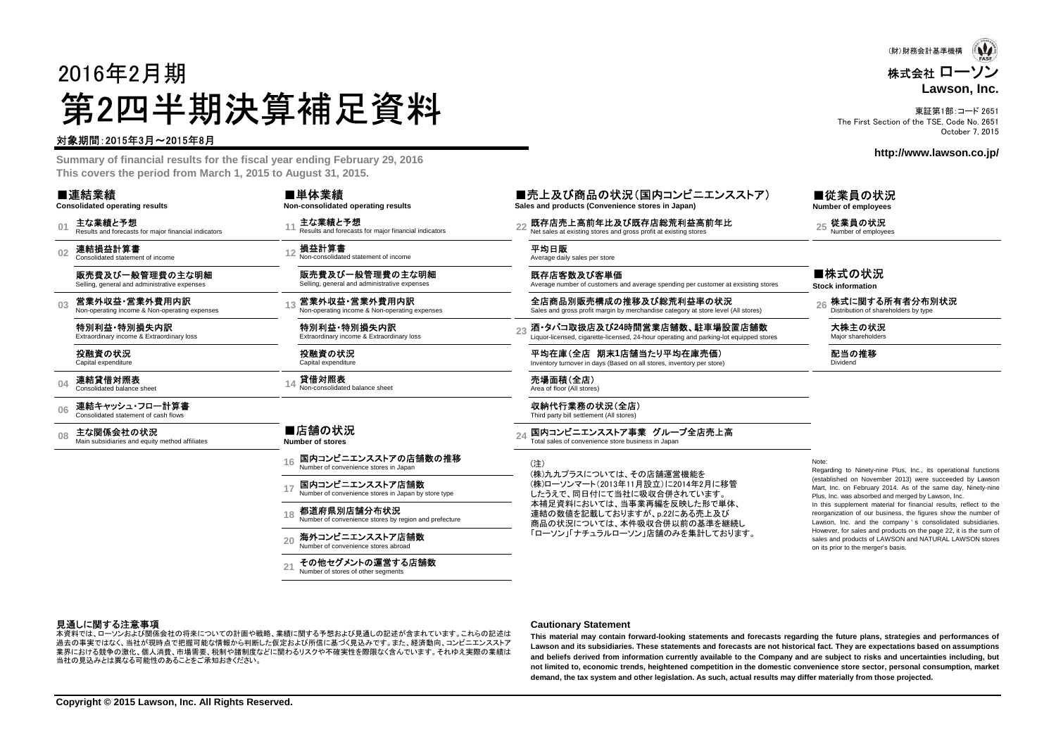(財)財務会計基準機構

株式会社 ローソン
**Lawson, Inc.**

東証第1部:コード 2651
The First Section of the TSE, Code No. 2651
October 7, 2015

**http://www.lawson.co.jp/**

# 2016年2月期 第2四半期決算補足資料

対象期間:2015年3月～2015年8月

**Summary of financial results for the fiscal year ending February 29, 2016**
**This covers the period from March 1, 2015 to August 31, 2015.**

## ■連結業績
**Consolidated operating results**

- 01 **主な業績と予想** Results and forecasts for major financial indicators
- 02 **連結損益計算書** Consolidated statement of income
  - **販売費及び一般管理費の主な明細** Selling, general and administrative expenses
- 03 **営業外収益・営業外費用内訳** Non-operating income & Non-operating expenses
  - **特別利益・特別損失内訳** Extraordinary income & Extraordinary loss
  - **投融資の状況** Capital expenditure
- 04 **連結貸借対照表** Consolidated balance sheet
- 06 **連結キャッシュ・フロー計算書** Consolidated statement of cash flows
- 08 **主な関係会社の状況** Main subsidiaries and equity method affiliates

## ■単体業績
**Non-consolidated operating results**

- 11 **主な業績と予想** Results and forecasts for major financial indicators
- 12 **損益計算書** Non-consolidated statement of income
  - **販売費及び一般管理費の主な明細** Selling, general and administrative expenses
- 13 **営業外収益・営業外費用内訳** Non-operating income & Non-operating expenses
  - **特別利益・特別損失内訳** Extraordinary income & Extraordinary loss
  - **投融資の状況** Capital expenditure
- 14 **貸借対照表** Non-consolidated balance sheet

## ■店舗の状況
**Number of stores**

- 16 **国内コンビニエンスストアの店舗数の推移** Number of convenience stores in Japan
- 17 **国内コンビニエンスストア店舗数** Number of convenience stores in Japan by store type
- 18 **都道府県別店舗分布状況** Number of convenience stores by region and prefecture
- 20 **海外コンビニエンスストア店舗数** Number of convenience stores abroad
- 21 **その他セグメントの運営する店舗数** Number of stores of other segments

## ■売上及び商品の状況(国内コンビニエンスストア)
**Sales and products (Convenience stores in Japan)**

- 22 **既存店売上高前年比及び既存店総荒利益高前年比** Net sales at existing stores and gross profit at existing stores
  - **平均日販** Average daily sales per store
  - **既存店客数及び客単価** Average number of customers and average spending per customer at exsisting stores
  - **全店商品別販売構成の推移及び総荒利益率の状況** Sales and gross profit margin by merchandise category at store level (All stores)
- 23 **酒・タバコ取扱店及び24時間営業店舗数、駐車場設置店舗数** Liquor-licensed, cigarette-licensed, 24-hour operating and parking-lot equipped stores
  - **平均在庫(全店　期末1店舗当たり平均在庫売価)** Inventory turnover in days (Based on all stores, inventory per store)
  - **売場面積(全店)** Area of floor (All stores)
  - **収納代行業務の状況(全店)** Third party bill settlement (All stores)
- 24 **国内コンビニエンスストア事業　グループ全店売上高** Total sales of convenience store business in Japan

(注)
(株)九九プラスについては、その店舗運営機能を(株)ローソンマート(2013年11月設立)に2014年2月に移管したうえで、同日付にて当社に吸収合併されています。
本補足資料においては、当事業再編を反映した形で単体、連結の数値を記載しておりますが、p.22にある売上及び商品の状況については、本件吸収合併以前の基準を継続し「ローソン」「ナチュラルローソン」店舗のみを集計しております。

## ■従業員の状況
**Number of employees**

- 25 **従業員の状況** Number of employees

## ■株式の状況
**Stock information**

- 26 **株式に関する所有者分布別状況** Distribution of shareholders by type
  - **大株主の状況** Major shareholders
  - **配当の推移** Dividend

Note:
Regarding to Ninety-nine Plus, Inc., its operational functions (established on November 2013) were succeeded by Lawson Mart, Inc. on February 2014. As of the same day, Ninety-nine Plus, Inc. was absorbed and merged by Lawson, Inc.
In this supplement material for financial results, reflect to the reorganization of our business, the figures show the number of Lawson, Inc. and the company ' s consolidated subsidiaries. However, for sales and products on the page 22, it is the sum of sales and products of LAWSON and NATURAL LAWSON stores on its prior to the merger's basis.

### 見通しに関する注意事項

本資料では、ローソンおよび関係会社の将来についての計画や戦略、業績に関する予想および見通しの記述が含まれています。これらの記述は過去の事実ではなく、当社が現時点で把握可能な情報から判断した仮定および所信に基づく見込みです。また、経済動向、コンビニエンスストア業界における競争の激化、個人消費、市場需要、税制や諸制度などに関わるリスクや不確実性を際限なく含んでいます。それゆえ実際の業績は当社の見込みとは異なる可能性のあることをご承知おきください。

### Cautionary Statement

**This material may contain forward-looking statements and forecasts regarding the future plans, strategies and performances of Lawson and its subsidiaries. These statements and forecasts are not historical fact. They are expectations based on assumptions and beliefs derived from information currently available to the Company and are subject to risks and uncertainties including, but not limited to, economic trends, heightened competition in the domestic convenience store sector, personal consumption, market demand, the tax system and other legislation. As such, actual results may differ materially from those projected.**

**Copyright © 2015 Lawson, Inc. All Rights Reserved.**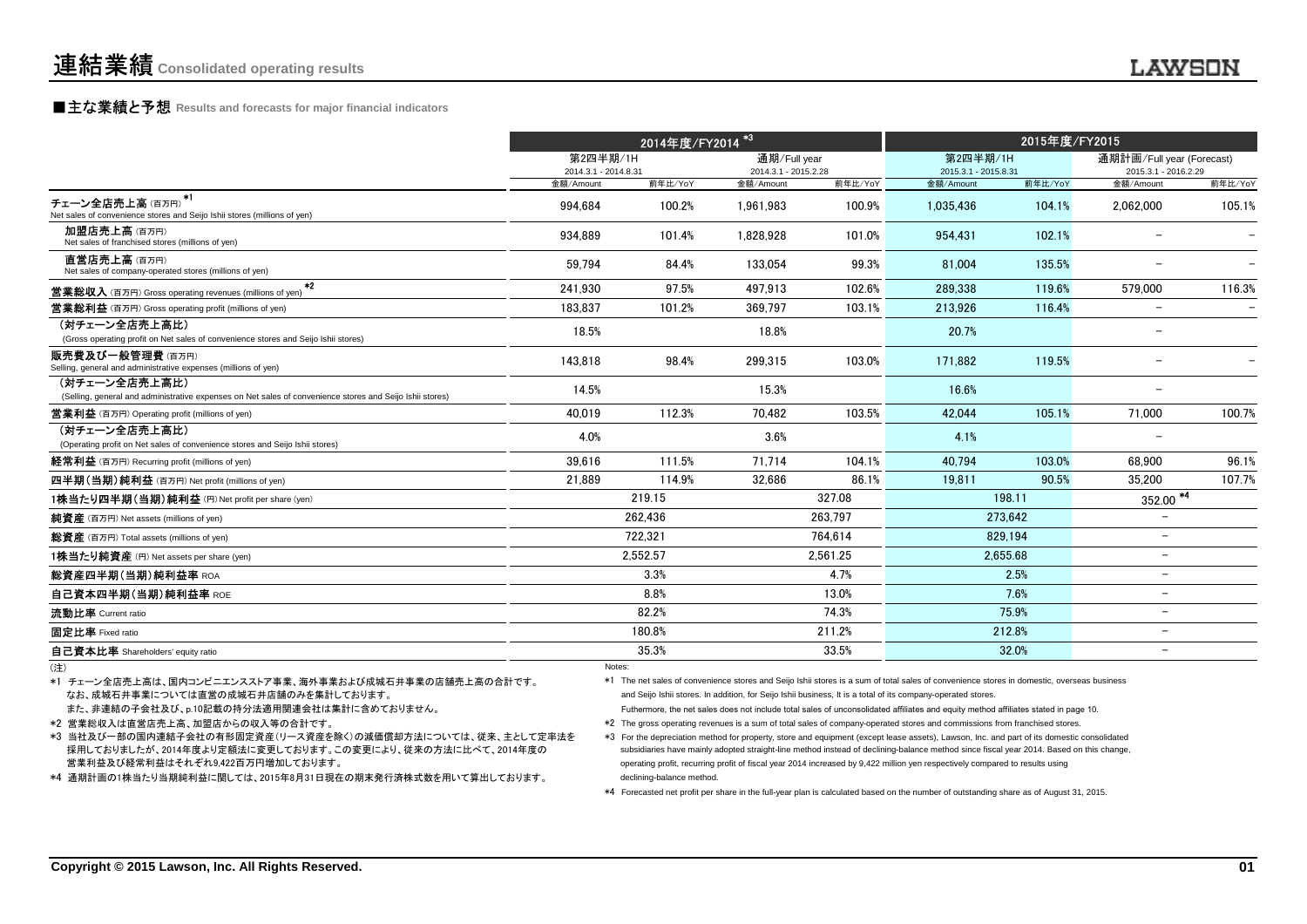# 連結業績 Consolidated operating results

## ■主な業績と予想 Results and forecasts for major financial indicators

| | 2014年度/FY2014 *3 | | | | 2015年度/FY2015 | | | |
|---|---|---|---|---|---|---|---|---|
| | 第2四半期/1H 2014.3.1 - 2014.8.31 | | 通期/Full year 2014.3.1 - 2015.2.28 | | 第2四半期/1H 2015.3.1 - 2015.8.31 | | 通期計画/Full year (Forecast) 2015.3.1 - 2016.2.29 | |
| | 金額/Amount | 前年比/YoY | 金額/Amount | 前年比/YoY | 金額/Amount | 前年比/YoY | 金額/Amount | 前年比/YoY |
| チェーン全店売上高 (百万円) *1 Net sales of convenience stores and Seijo Ishii stores (millions of yen) | 994,684 | 100.2% | 1,961,983 | 100.9% | 1,035,436 | 104.1% | 2,062,000 | 105.1% |
| 加盟店売上高 (百万円) Net sales of franchised stores (millions of yen) | 934,889 | 101.4% | 1,828,928 | 101.0% | 954,431 | 102.1% | − | − |
| 直営店売上高 (百万円) Net sales of company-operated stores (millions of yen) | 59,794 | 84.4% | 133,054 | 99.3% | 81,004 | 135.5% | − | − |
| 営業総収入 (百万円) Gross operating revenues (millions of yen) *2 | 241,930 | 97.5% | 497,913 | 102.6% | 289,338 | 119.6% | 579,000 | 116.3% |
| 営業総利益 (百万円) Gross operating profit (millions of yen) | 183,837 | 101.2% | 369,797 | 103.1% | 213,926 | 116.4% | − | − |
| (対チェーン全店売上高比) (Gross operating profit on Net sales of convenience stores and Seijo Ishii stores) | 18.5% | | 18.8% | | 20.7% | | − | |
| 販売費及び一般管理費 (百万円) Selling, general and administrative expenses (millions of yen) | 143,818 | 98.4% | 299,315 | 103.0% | 171,882 | 119.5% | − | − |
| (対チェーン全店売上高比) (Selling, general and administrative expenses on Net sales of convenience stores and Seijo Ishii stores) | 14.5% | | 15.3% | | 16.6% | | − | |
| 営業利益 (百万円) Operating profit (millions of yen) | 40,019 | 112.3% | 70,482 | 103.5% | 42,044 | 105.1% | 71,000 | 100.7% |
| (対チェーン全店売上高比) (Operating profit on Net sales of convenience stores and Seijo Ishii stores) | 4.0% | | 3.6% | | 4.1% | | − | |
| 経常利益 (百万円) Recurring profit (millions of yen) | 39,616 | 111.5% | 71,714 | 104.1% | 40,794 | 103.0% | 68,900 | 96.1% |
| 四半期(当期)純利益 (百万円) Net profit (millions of yen) | 21,889 | 114.9% | 32,686 | 86.1% | 19,811 | 90.5% | 35,200 | 107.7% |
| 1株当たり四半期(当期)純利益 (円) Net profit per share (yen) | 219.15 | | 327.08 | | 198.11 | | 352.00 *4 | |
| 純資産 (百万円) Net assets (millions of yen) | 262,436 | | 263,797 | | 273,642 | | − | |
| 総資産 (百万円) Total assets (millions of yen) | 722,321 | | 764,614 | | 829,194 | | − | |
| 1株当たり純資産 (円) Net assets per share (yen) | 2,552.57 | | 2,561.25 | | 2,655.68 | | − | |
| 総資産四半期(当期)純利益率 ROA | 3.3% | | 4.7% | | 2.5% | | − | |
| 自己資本四半期(当期)純利益率 ROE | 8.8% | | 13.0% | | 7.6% | | − | |
| 流動比率 Current ratio | 82.2% | | 74.3% | | 75.9% | | − | |
| 固定比率 Fixed ratio | 180.8% | | 211.2% | | 212.8% | | − | |
| 自己資本比率 Shareholders' equity ratio | 35.3% | | 33.5% | | 32.0% | | − | |

(注)

*1 チェーン全店売上高は、国内コンビニエンスストア事業、海外事業および成城石井事業の店舗売上高の合計です。
なお、成城石井事業については直営の成城石井店舗のみを集計しております。
また、非連結の子会社及び、p.10記載の持分法適用関連会社は集計に含めておりません。

*2 営業総収入は直営店売上高、加盟店からの収入等の合計です。

*3 当社及び一部の国内連結子会社の有形固定資産(リース資産を除く)の減価償却方法については、従来、主として定率法を採用しておりましたが、2014年度より定額法に変更しております。この変更により、従来の方法に比べて、2014年度の営業利益及び経常利益はそれぞれ9,422百万円増加しております。

*4 通期計画の1株当たり当期純利益に関しては、2015年8月31日現在の期末発行済株式数を用いて算出しております。

Notes:

*1 The net sales of convenience stores and Seijo Ishii stores is a sum of total sales of convenience stores in domestic, overseas business and Seijo Ishii stores. In addition, for Seijo Ishii business, It is a total of its company-operated stores.
Futhermore, the net sales does not include total sales of unconsolidated affiliates and equity method affiliates stated in page 10.

*2 The gross operating revenues is a sum of total sales of company-operated stores and commissions from franchised stores.

*3 For the depreciation method for property, store and equipment (except lease assets), Lawson, Inc. and part of its domestic consolidated subsidiaries have mainly adopted straight-line method instead of declining-balance method since fiscal year 2014. Based on this change, operating profit, recurring profit of fiscal year 2014 increased by 9,422 million yen respectively compared to results using declining-balance method.

*4 Forecasted net profit per share in the full-year plan is calculated based on the number of outstanding share as of August 31, 2015.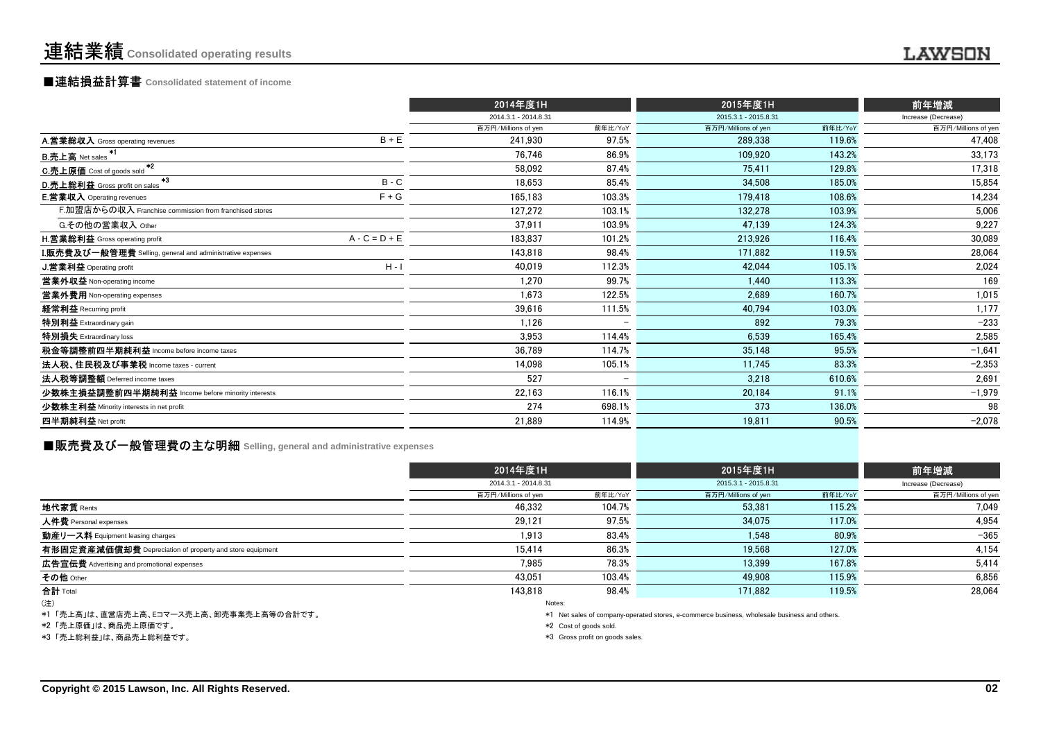# 連結業績 Consolidated operating results

## ■連結損益計算書 Consolidated statement of income

| | | 2014年度1H | | 2015年度1H | | 前年増減 |
|---|---|---|---|---|---|---|
| | | 2014.3.1 - 2014.8.31 | | 2015.3.1 - 2015.8.31 | | Increase (Decrease) |
| | | 百万円/Millions of yen | 前年比/YoY | 百万円/Millions of yen | 前年比/YoY | 百万円/Millions of yen |
| **A.営業総収入** Gross operating revenues | B + E | 241,930 | 97.5% | 289,338 | 119.6% | 47,408 |
| **B.売上高** Net sales *1 | | 76,746 | 86.9% | 109,920 | 143.2% | 33,173 |
| **C.売上原価** Cost of goods sold *2 | | 58,092 | 87.4% | 75,411 | 129.8% | 17,318 |
| **D.売上総利益** Gross profit on sales *3 | B - C | 18,653 | 85.4% | 34,508 | 185.0% | 15,854 |
| **E.営業収入** Operating revenues | F + G | 165,183 | 103.3% | 179,418 | 108.6% | 14,234 |
| F.加盟店からの収入 Franchise commission from franchised stores | | 127,272 | 103.1% | 132,278 | 103.9% | 5,006 |
| G.その他の営業収入 Other | | 37,911 | 103.9% | 47,139 | 124.3% | 9,227 |
| **H.営業総利益** Gross operating profit | A - C = D + E | 183,837 | 101.2% | 213,926 | 116.4% | 30,089 |
| **I.販売費及び一般管理費** Selling, general and administrative expenses | | 143,818 | 98.4% | 171,882 | 119.5% | 28,064 |
| **J.営業利益** Operating profit | H - I | 40,019 | 112.3% | 42,044 | 105.1% | 2,024 |
| **営業外収益** Non-operating income | | 1,270 | 99.7% | 1,440 | 113.3% | 169 |
| **営業外費用** Non-operating expenses | | 1,673 | 122.5% | 2,689 | 160.7% | 1,015 |
| **経常利益** Recurring profit | | 39,616 | 111.5% | 40,794 | 103.0% | 1,177 |
| **特別利益** Extraordinary gain | | 1,126 | − | 892 | 79.3% | −233 |
| **特別損失** Extraordinary loss | | 3,953 | 114.4% | 6,539 | 165.4% | 2,585 |
| **税金等調整前四半期純利益** Income before income taxes | | 36,789 | 114.7% | 35,148 | 95.5% | −1,641 |
| **法人税、住民税及び事業税** Income taxes - current | | 14,098 | 105.1% | 11,745 | 83.3% | −2,353 |
| **法人税等調整額** Deferred income taxes | | 527 | − | 3,218 | 610.6% | 2,691 |
| **少数株主損益調整前四半期純利益** Income before minority interests | | 22,163 | 116.1% | 20,184 | 91.1% | −1,979 |
| **少数株主利益** Minority interests in net profit | | 274 | 698.1% | 373 | 136.0% | 98 |
| **四半期純利益** Net profit | | 21,889 | 114.9% | 19,811 | 90.5% | −2,078 |

## ■販売費及び一般管理費の主な明細 Selling, general and administrative expenses

| | 2014年度1H | | 2015年度1H | | 前年増減 |
|---|---|---|---|---|---|
| | 2014.3.1 - 2014.8.31 | | 2015.3.1 - 2015.8.31 | | Increase (Decrease) |
| | 百万円/Millions of yen | 前年比/YoY | 百万円/Millions of yen | 前年比/YoY | 百万円/Millions of yen |
| **地代家賃** Rents | 46,332 | 104.7% | 53,381 | 115.2% | 7,049 |
| **人件費** Personal expenses | 29,121 | 97.5% | 34,075 | 117.0% | 4,954 |
| **動産リース料** Equipment leasing charges | 1,913 | 83.4% | 1,548 | 80.9% | −365 |
| **有形固定資産減価償却費** Depreciation of property and store equipment | 15,414 | 86.3% | 19,568 | 127.0% | 4,154 |
| **広告宣伝費** Advertising and promotional expenses | 7,985 | 78.3% | 13,399 | 167.8% | 5,414 |
| **その他** Other | 43,051 | 103.4% | 49,908 | 115.9% | 6,856 |
| **合計** Total | 143,818 | 98.4% | 171,882 | 119.5% | 28,064 |

(注)
*1 「売上高」は、直営店売上高、Eコマース売上高、卸売事業売上高等の合計です。
*2 「売上原価」は、商品売上原価です。
*3 「売上総利益」は、商品売上総利益です。

Notes:
*1 Net sales of company-operated stores, e-commerce business, wholesale business and others.
*2 Cost of goods sold.
*3 Gross profit on goods sales.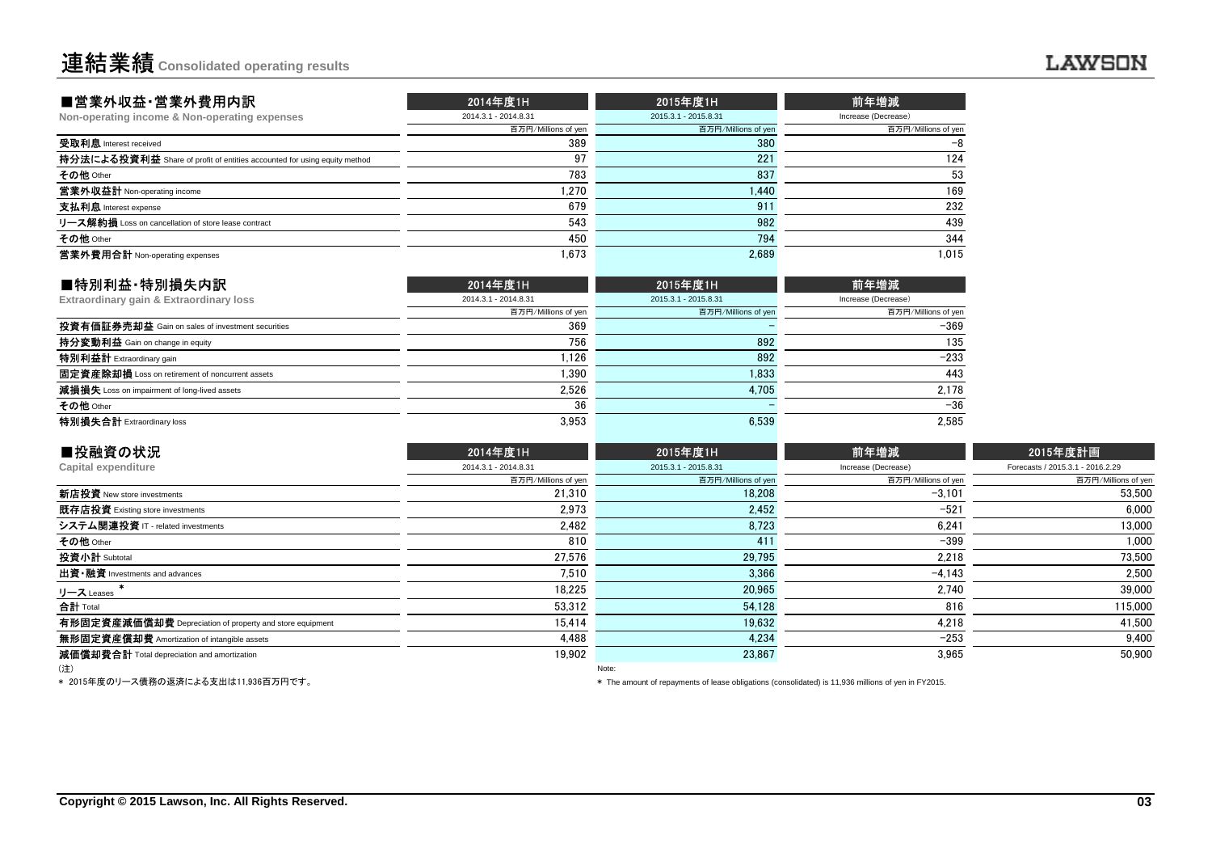# 連結業績 Consolidated operating results

## ■営業外収益・営業外費用内訳

**Non-operating income & Non-operating expenses**

| | 2014年度1H | 2015年度1H | 前年増減 |
|---|---|---|---|
| | 2014.3.1 - 2014.8.31 | 2015.3.1 - 2015.8.31 | Increase (Decrease) |
| | 百万円/Millions of yen | 百万円/Millions of yen | 百万円/Millions of yen |
| **受取利息** Interest received | 389 | 380 | −8 |
| **持分法による投資利益** Share of profit of entities accounted for using equity method | 97 | 221 | 124 |
| **その他** Other | 783 | 837 | 53 |
| **営業外収益計** Non-operating income | 1,270 | 1,440 | 169 |
| **支払利息** Interest expense | 679 | 911 | 232 |
| **リース解約損** Loss on cancellation of store lease contract | 543 | 982 | 439 |
| **その他** Other | 450 | 794 | 344 |
| **営業外費用合計** Non-operating expenses | 1,673 | 2,689 | 1,015 |

## ■特別利益・特別損失内訳

**Extraordinary gain & Extraordinary loss**

| | 2014年度1H | 2015年度1H | 前年増減 |
|---|---|---|---|
| | 2014.3.1 - 2014.8.31 | 2015.3.1 - 2015.8.31 | Increase (Decrease) |
| | 百万円/Millions of yen | 百万円/Millions of yen | 百万円/Millions of yen |
| **投資有価証券売却益** Gain on sales of investment securities | 369 | − | −369 |
| **持分変動利益** Gain on change in equity | 756 | 892 | 135 |
| **特別利益計** Extraordinary gain | 1,126 | 892 | −233 |
| **固定資産除却損** Loss on retirement of noncurrent assets | 1,390 | 1,833 | 443 |
| **減損損失** Loss on impairment of long-lived assets | 2,526 | 4,705 | 2,178 |
| **その他** Other | 36 | − | −36 |
| **特別損失合計** Extraordinary loss | 3,953 | 6,539 | 2,585 |

## ■投融資の状況

**Capital expenditure**

| | 2014年度1H | 2015年度1H | 前年増減 | 2015年度計画 |
|---|---|---|---|---|
| | 2014.3.1 - 2014.8.31 | 2015.3.1 - 2015.8.31 | Increase (Decrease) | Forecasts / 2015.3.1 - 2016.2.29 |
| | 百万円/Millions of yen | 百万円/Millions of yen | 百万円/Millions of yen | 百万円/Millions of yen |
| **新店投資** New store investments | 21,310 | 18,208 | −3,101 | 53,500 |
| **既存店投資** Existing store investments | 2,973 | 2,452 | −521 | 6,000 |
| **システム関連投資** IT - related investments | 2,482 | 8,723 | 6,241 | 13,000 |
| **その他** Other | 810 | 411 | −399 | 1,000 |
| **投資小計** Subtotal | 27,576 | 29,795 | 2,218 | 73,500 |
| **出資・融資** Investments and advances | 7,510 | 3,366 | −4,143 | 2,500 |
| **リース** Leases * | 18,225 | 20,965 | 2,740 | 39,000 |
| **合計** Total | 53,312 | 54,128 | 816 | 115,000 |
| **有形固定資産減価償却費** Depreciation of property and store equipment | 15,414 | 19,632 | 4,218 | 41,500 |
| **無形固定資産償却費** Amortization of intangible assets | 4,488 | 4,234 | −253 | 9,400 |
| **減価償却費合計** Total depreciation and amortization | 19,902 | 23,867 | 3,965 | 50,900 |

(注)
＊ 2015年度のリース債務の返済による支出は11,936百万円です。

Note:
＊ The amount of repayments of lease obligations (consolidated) is 11,936 millions of yen in FY2015.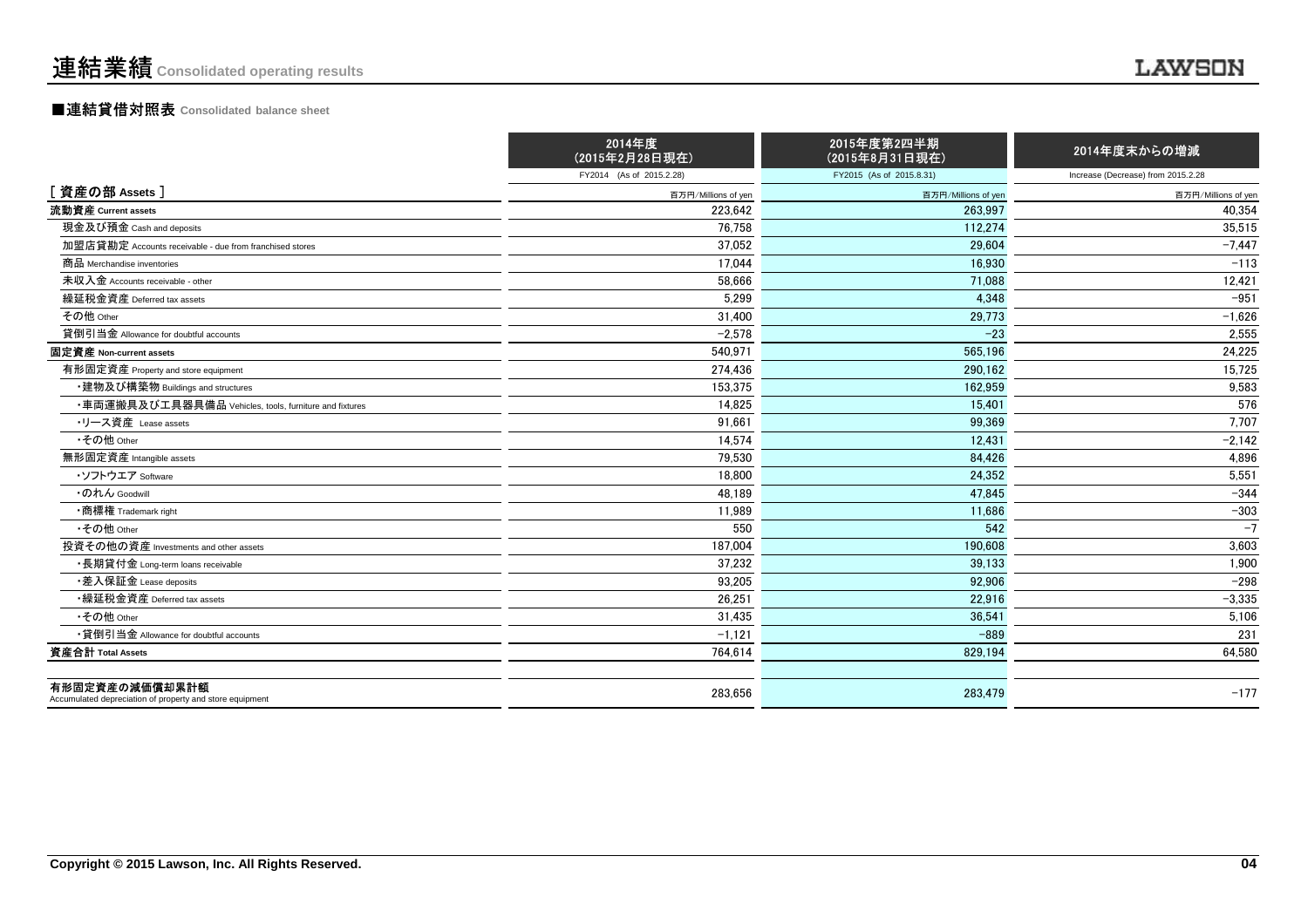# 連結業績 Consolidated operating results

## ■連結貸借対照表 Consolidated balance sheet

| | 2014年度（2015年2月28日現在） FY2014 (As of 2015.2.28) | 2015年度第2四半期（2015年8月31日現在） FY2015 (As of 2015.8.31) | 2014年度末からの増減 Increase (Decrease) from 2015.2.28 |
|---|---|---|---|
| **[ 資産の部 Assets ]** | 百万円/Millions of yen | 百万円/Millions of yen | 百万円/Millions of yen |
| **流動資産 Current assets** | 223,642 | 263,997 | 40,354 |
| 現金及び預金 Cash and deposits | 76,758 | 112,274 | 35,515 |
| 加盟店貸勘定 Accounts receivable - due from franchised stores | 37,052 | 29,604 | −7,447 |
| 商品 Merchandise inventories | 17,044 | 16,930 | −113 |
| 未収入金 Accounts receivable - other | 58,666 | 71,088 | 12,421 |
| 繰延税金資産 Deferred tax assets | 5,299 | 4,348 | −951 |
| その他 Other | 31,400 | 29,773 | −1,626 |
| 貸倒引当金 Allowance for doubtful accounts | −2,578 | −23 | 2,555 |
| **固定資産 Non-current assets** | 540,971 | 565,196 | 24,225 |
| 有形固定資産 Property and store equipment | 274,436 | 290,162 | 15,725 |
| ・建物及び構築物 Buildings and structures | 153,375 | 162,959 | 9,583 |
| ・車両運搬具及び工具器具備品 Vehicles, tools, furniture and fixtures | 14,825 | 15,401 | 576 |
| ・リース資産 Lease assets | 91,661 | 99,369 | 7,707 |
| ・その他 Other | 14,574 | 12,431 | −2,142 |
| 無形固定資産 Intangible assets | 79,530 | 84,426 | 4,896 |
| ・ソフトウエア Software | 18,800 | 24,352 | 5,551 |
| ・のれん Goodwill | 48,189 | 47,845 | −344 |
| ・商標権 Trademark right | 11,989 | 11,686 | −303 |
| ・その他 Other | 550 | 542 | −7 |
| 投資その他の資産 Investments and other assets | 187,004 | 190,608 | 3,603 |
| ・長期貸付金 Long-term loans receivable | 37,232 | 39,133 | 1,900 |
| ・差入保証金 Lease deposits | 93,205 | 92,906 | −298 |
| ・繰延税金資産 Deferred tax assets | 26,251 | 22,916 | −3,335 |
| ・その他 Other | 31,435 | 36,541 | 5,106 |
| ・貸倒引当金 Allowance for doubtful accounts | −1,121 | −889 | 231 |
| **資産合計 Total Assets** | 764,614 | 829,194 | 64,580 |
| **有形固定資産の減価償却累計額** Accumulated depreciation of property and store equipment | 283,656 | 283,479 | −177 |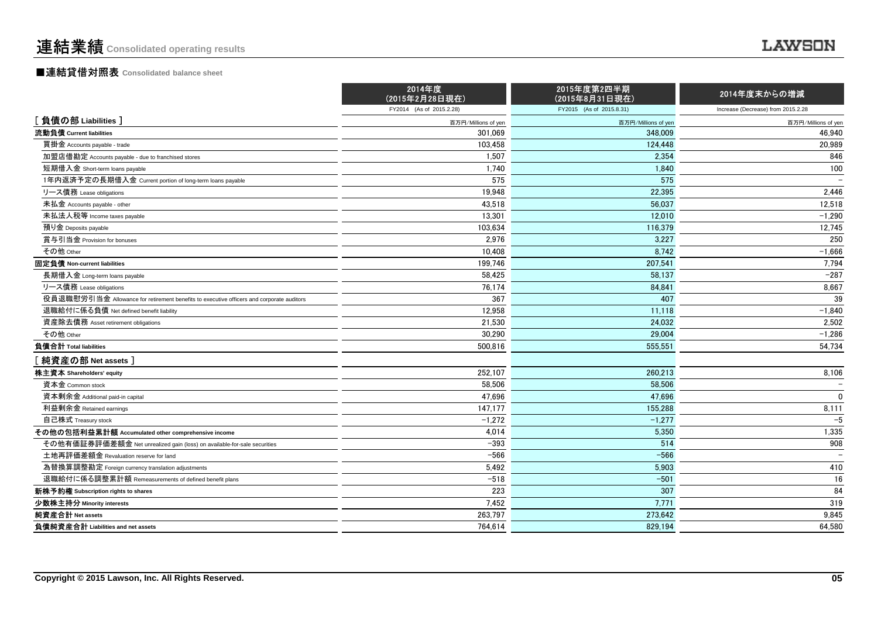# 連結業績 Consolidated operating results

## ■連結貸借対照表 Consolidated balance sheet

| | 2014年度（2015年2月28日現在） FY2014 (As of 2015.2.28) | 2015年度第2四半期（2015年8月31日現在） FY2015 (As of 2015.8.31) | 2014年度末からの増減 Increase (Decrease) from 2015.2.28 |
|---|---|---|---|
| ［ 負債の部 Liabilities ］ | 百万円/Millions of yen | 百万円/Millions of yen | 百万円/Millions of yen |
| **流動負債 Current liabilities** | 301,069 | 348,009 | 46,940 |
| 買掛金 Accounts payable - trade | 103,458 | 124,448 | 20,989 |
| 加盟店借勘定 Accounts payable - due to franchised stores | 1,507 | 2,354 | 846 |
| 短期借入金 Short-term loans payable | 1,740 | 1,840 | 100 |
| 1年内返済予定の長期借入金 Current portion of long-term loans payable | 575 | 575 | − |
| リース債務 Lease obligations | 19,948 | 22,395 | 2,446 |
| 未払金 Accounts payable - other | 43,518 | 56,037 | 12,518 |
| 未払法人税等 Income taxes payable | 13,301 | 12,010 | −1,290 |
| 預り金 Deposits payable | 103,634 | 116,379 | 12,745 |
| 賞与引当金 Provision for bonuses | 2,976 | 3,227 | 250 |
| その他 Other | 10,408 | 8,742 | −1,666 |
| **固定負債 Non-current liabilities** | 199,746 | 207,541 | 7,794 |
| 長期借入金 Long-term loans payable | 58,425 | 58,137 | −287 |
| リース債務 Lease obligations | 76,174 | 84,841 | 8,667 |
| 役員退職慰労引当金 Allowance for retirement benefits to executive officers and corporate auditors | 367 | 407 | 39 |
| 退職給付に係る負債 Net defined benefit liability | 12,958 | 11,118 | −1,840 |
| 資産除去債務 Asset retirement obligations | 21,530 | 24,032 | 2,502 |
| その他 Other | 30,290 | 29,004 | −1,286 |
| **負債合計 Total liabilities** | 500,816 | 555,551 | 54,734 |
| ［ 純資産の部 Net assets ］ | | | |
| **株主資本 Shareholders' equity** | 252,107 | 260,213 | 8,106 |
| 資本金 Common stock | 58,506 | 58,506 | − |
| 資本剰余金 Additional paid-in capital | 47,696 | 47,696 | 0 |
| 利益剰余金 Retained earnings | 147,177 | 155,288 | 8,111 |
| 自己株式 Treasury stock | −1,272 | −1,277 | −5 |
| **その他の包括利益累計額 Accumulated other comprehensive income** | 4,014 | 5,350 | 1,335 |
| その他有価証券評価差額金 Net unrealized gain (loss) on available-for-sale securities | −393 | 514 | 908 |
| 土地再評価差額金 Revaluation reserve for land | −566 | −566 | − |
| 為替換算調整勘定 Foreign currency translation adjustments | 5,492 | 5,903 | 410 |
| 退職給付に係る調整累計額 Remeasurements of defined benefit plans | −518 | −501 | 16 |
| **新株予約権 Subscription rights to shares** | 223 | 307 | 84 |
| **少数株主持分 Minority interests** | 7,452 | 7,771 | 319 |
| **純資産合計 Net assets** | 263,797 | 273,642 | 9,845 |
| **負債純資産合計 Liabilities and net assets** | 764,614 | 829,194 | 64,580 |

**Copyright © 2015 Lawson, Inc. All Rights Reserved.**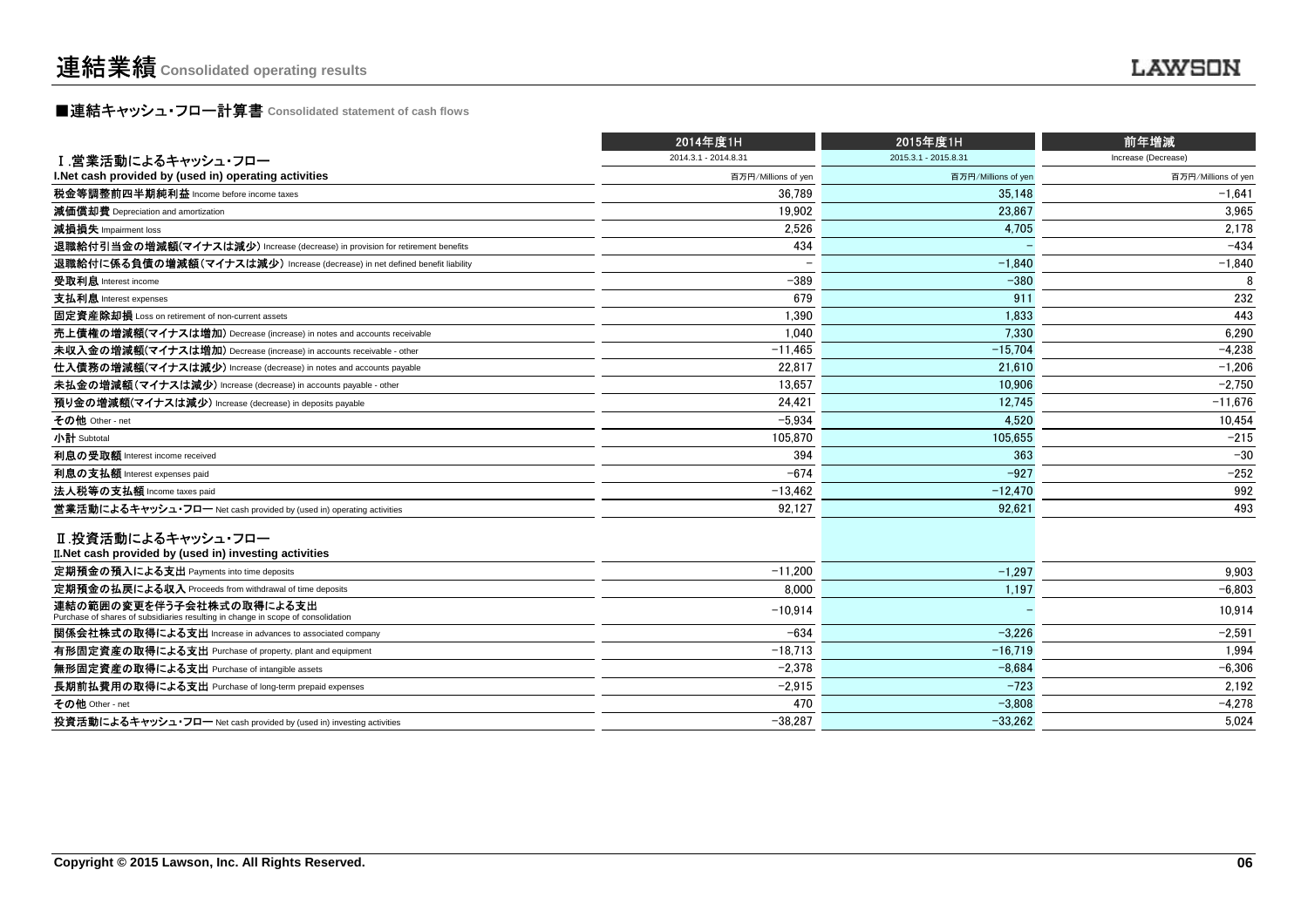# 連結業績 Consolidated operating results

LAWSON

## ■連結キャッシュ・フロー計算書 Consolidated statement of cash flows

| | 2014年度1H | 2015年度1H | 前年増減 |
|---|---|---|---|
| | 2014.3.1 - 2014.8.31 | 2015.3.1 - 2015.8.31 | Increase (Decrease) |
| **Ⅰ.営業活動によるキャッシュ・フロー I.Net cash provided by (used in) operating activities** | 百万円/Millions of yen | 百万円/Millions of yen | 百万円/Millions of yen |
| **税金等調整前四半期純利益** Income before income taxes | 36,789 | 35,148 | −1,641 |
| **減価償却費** Depreciation and amortization | 19,902 | 23,867 | 3,965 |
| **減損損失** Impairment loss | 2,526 | 4,705 | 2,178 |
| **退職給付引当金の増減額(マイナスは減少)** Increase (decrease) in provision for retirement benefits | 434 | − | −434 |
| **退職給付に係る負債の増減額(マイナスは減少)** Increase (decrease) in net defined benefit liability | − | −1,840 | −1,840 |
| **受取利息** Interest income | −389 | −380 | 8 |
| **支払利息** Interest expenses | 679 | 911 | 232 |
| **固定資産除却損** Loss on retirement of non-current assets | 1,390 | 1,833 | 443 |
| **売上債権の増減額(マイナスは増加)** Decrease (increase) in notes and accounts receivable | 1,040 | 7,330 | 6,290 |
| **未収入金の増減額(マイナスは増加)** Decrease (increase) in accounts receivable - other | −11,465 | −15,704 | −4,238 |
| **仕入債務の増減額(マイナスは減少)** Increase (decrease) in notes and accounts payable | 22,817 | 21,610 | −1,206 |
| **未払金の増減額(マイナスは減少)** Increase (decrease) in accounts payable - other | 13,657 | 10,906 | −2,750 |
| **預り金の増減額(マイナスは減少)** Increase (decrease) in deposits payable | 24,421 | 12,745 | −11,676 |
| **その他** Other - net | −5,934 | 4,520 | 10,454 |
| **小計** Subtotal | 105,870 | 105,655 | −215 |
| **利息の受取額** Interest income received | 394 | 363 | −30 |
| **利息の支払額** Interest expenses paid | −674 | −927 | −252 |
| **法人税等の支払額** Income taxes paid | −13,462 | −12,470 | 992 |
| **営業活動によるキャッシュ・フロー** Net cash provided by (used in) operating activities | 92,127 | 92,621 | 493 |
| **Ⅱ.投資活動によるキャッシュ・フロー II.Net cash provided by (used in) investing activities** | | | |
| **定期預金の預入による支出** Payments into time deposits | −11,200 | −1,297 | 9,903 |
| **定期預金の払戻による収入** Proceeds from withdrawal of time deposits | 8,000 | 1,197 | −6,803 |
| **連結の範囲の変更を伴う子会社株式の取得による支出** Purchase of shares of subsidiaries resulting in change in scope of consolidation | −10,914 | − | 10,914 |
| **関係会社株式の取得による支出** Increase in advances to associated company | −634 | −3,226 | −2,591 |
| **有形固定資産の取得による支出** Purchase of property, plant and equipment | −18,713 | −16,719 | 1,994 |
| **無形固定資産の取得による支出** Purchase of intangible assets | −2,378 | −8,684 | −6,306 |
| **長期前払費用の取得による支出** Purchase of long-term prepaid expenses | −2,915 | −723 | 2,192 |
| **その他** Other - net | 470 | −3,808 | −4,278 |
| **投資活動によるキャッシュ・フロー** Net cash provided by (used in) investing activities | −38,287 | −33,262 | 5,024 |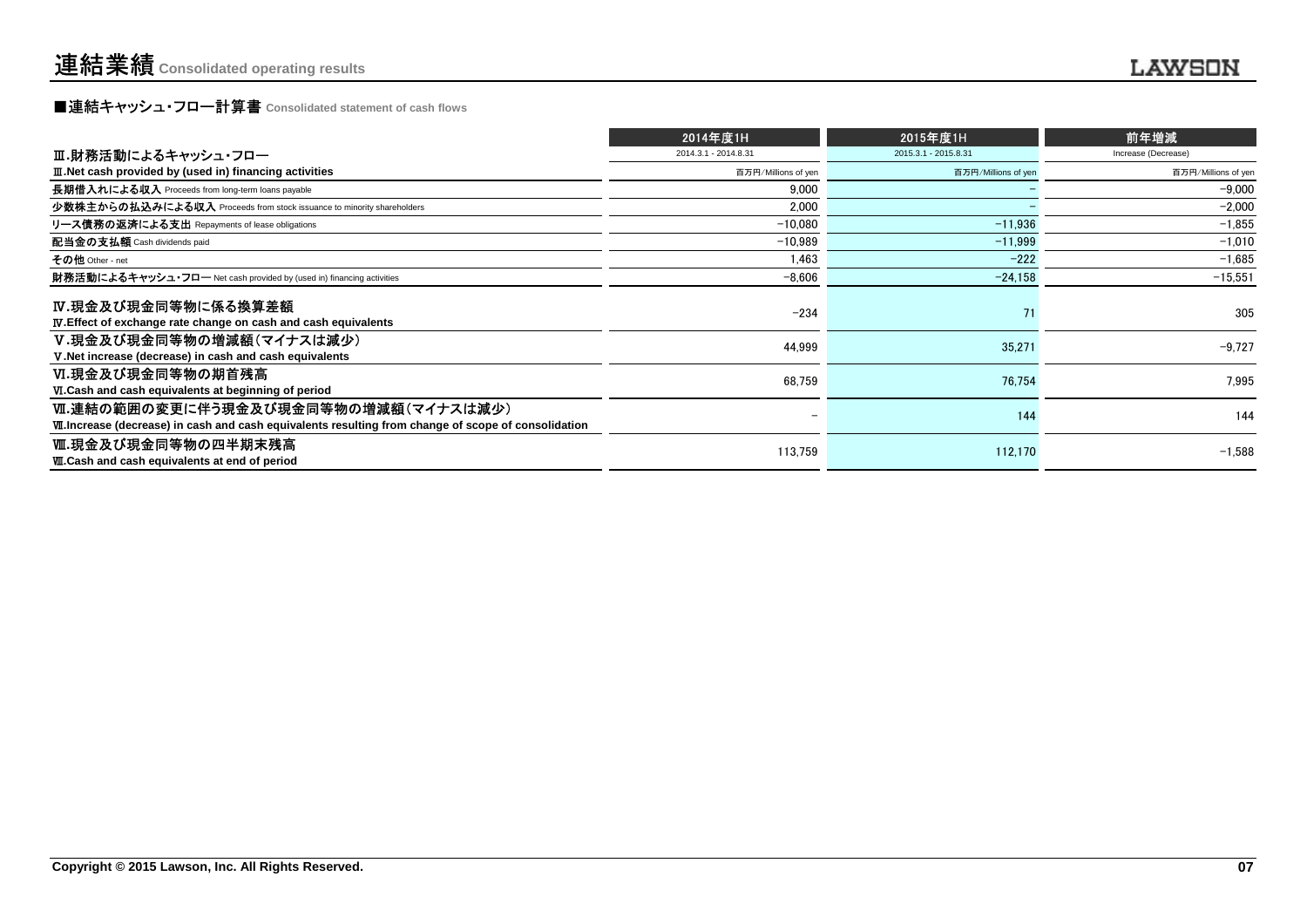# 連結業績 Consolidated operating results

## ■連結キャッシュ・フロー計算書 Consolidated statement of cash flows

| | 2014年度1H | 2015年度1H | 前年増減 |
|---|---|---|---|
| Ⅲ.財務活動によるキャッシュ・フロー | 2014.3.1 - 2014.8.31 | 2015.3.1 - 2015.8.31 | Increase (Decrease) |
| **Ⅲ.Net cash provided by (used in) financing activities** | 百万円/Millions of yen | 百万円/Millions of yen | 百万円/Millions of yen |
| **長期借入れによる収入** Proceeds from long-term loans payable | 9,000 | − | −9,000 |
| **少数株主からの払込みによる収入** Proceeds from stock issuance to minority shareholders | 2,000 | − | −2,000 |
| **リース債務の返済による支出** Repayments of lease obligations | −10,080 | −11,936 | −1,855 |
| **配当金の支払額** Cash dividends paid | −10,989 | −11,999 | −1,010 |
| **その他** Other - net | 1,463 | −222 | −1,685 |
| **財務活動によるキャッシュ・フロー** Net cash provided by (used in) financing activities | −8,606 | −24,158 | −15,551 |
| **Ⅳ.現金及び現金同等物に係る換算差額**<br>**Ⅳ.Effect of exchange rate change on cash and cash equivalents** | −234 | 71 | 305 |
| **Ⅴ.現金及び現金同等物の増減額(マイナスは減少)**<br>**Ⅴ.Net increase (decrease) in cash and cash equivalents** | 44,999 | 35,271 | −9,727 |
| **Ⅵ.現金及び現金同等物の期首残高**<br>**Ⅵ.Cash and cash equivalents at beginning of period** | 68,759 | 76,754 | 7,995 |
| **Ⅶ.連結の範囲の変更に伴う現金及び現金同等物の増減額(マイナスは減少)**<br>**Ⅶ.Increase (decrease) in cash and cash equivalents resulting from change of scope of consolidation** | − | 144 | 144 |
| **Ⅷ.現金及び現金同等物の四半期末残高**<br>**Ⅷ.Cash and cash equivalents at end of period** | 113,759 | 112,170 | −1,588 |

Copyright © 2015 Lawson, Inc. All Rights Reserved.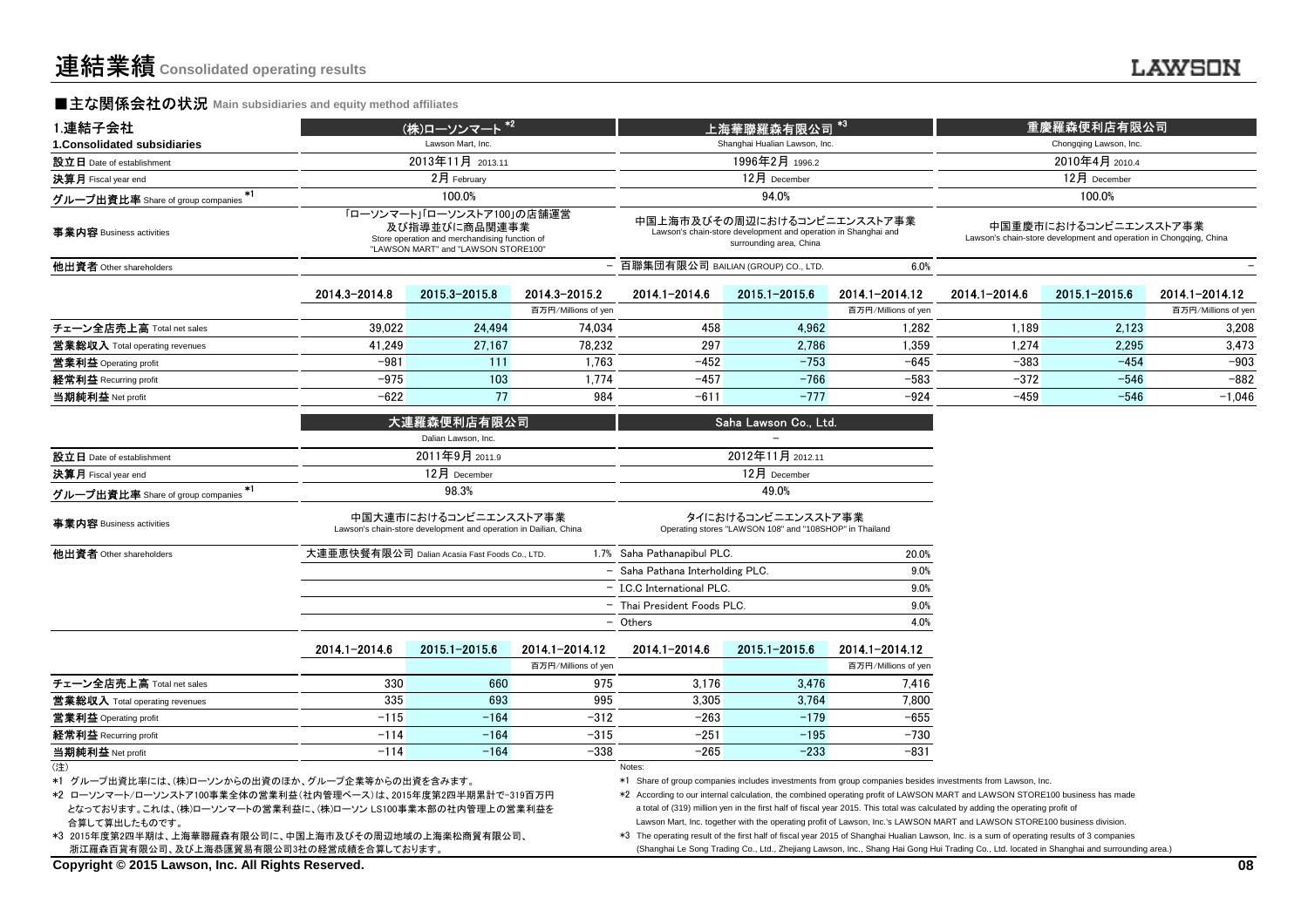# 連結業績 Consolidated operating results

## ■主な関係会社の状況 Main subsidiaries and equity method affiliates

| 1.連結子会社<br>1.Consolidated subsidiaries | (株)ローソンマート *2<br>Lawson Mart, Inc. | | | 上海華聯羅森有限公司 *3<br>Shanghai Hualian Lawson, Inc. | | | 重慶羅森便利店有限公司<br>Chongqing Lawson, Inc. | | |
|---|---|---|---|---|---|---|---|---|---|
| 設立日 Date of establishment | 2013年11月 2013.11 | | | 1996年2月 1996.2 | | | 2010年4月 2010.4 | | |
| 決算月 Fiscal year end | 2月 February | | | 12月 December | | | 12月 December | | |
| グループ出資比率 Share of group companies *1 | 100.0% | | | 94.0% | | | 100.0% | | |
| 事業内容 Business activities | 「ローソンマート」「ローソンストア100」の店舗運営及び指導並びに商品関連事業<br>Store operation and merchandising function of "LAWSON MART" and "LAWSON STORE100" | | | 中国上海市及びその周辺におけるコンビニエンスストア事業<br>Lawson's chain-store development and operation in Shanghai and surrounding area, China | | | 中国重慶市におけるコンビニエンスストア事業<br>Lawson's chain-store development and operation in Chongqing, China | | |
| 他出資者 Other shareholders | | | − | 百聯集団有限公司 BAILIAN (GROUP) CO., LTD. | | 6.0% | | | − |
| | 2014.3−2014.8 | 2015.3−2015.8 | 2014.3−2015.2 | 2014.1−2014.6 | 2015.1−2015.6 | 2014.1−2014.12 | 2014.1−2014.6 | 2015.1−2015.6 | 2014.1−2014.12 |
| | | | 百万円/Millions of yen | | | 百万円/Millions of yen | | | 百万円/Millions of yen |
| チェーン全店売上高 Total net sales | 39,022 | 24,494 | 74,034 | 458 | 4,962 | 1,282 | 1,189 | 2,123 | 3,208 |
| 営業総収入 Total operating revenues | 41,249 | 27,167 | 78,232 | 297 | 2,786 | 1,359 | 1,274 | 2,295 | 3,473 |
| 営業利益 Operating profit | −981 | 111 | 1,763 | −452 | −753 | −645 | −383 | −454 | −903 |
| 経常利益 Recurring profit | −975 | 103 | 1,774 | −457 | −766 | −583 | −372 | −546 | −882 |
| 当期純利益 Net profit | −622 | 77 | 984 | −611 | −777 | −924 | −459 | −546 | −1,046 |

| | 大連羅森便利店有限公司<br>Dalian Lawson, Inc. | | | Saha Lawson Co., Ltd.<br>− | | |
|---|---|---|---|---|---|---|
| 設立日 Date of establishment | 2011年9月 2011.9 | | | 2012年11月 2012.11 | | |
| 決算月 Fiscal year end | 12月 December | | | 12月 December | | |
| グループ出資比率 Share of group companies *1 | 98.3% | | | 49.0% | | |
| 事業内容 Business activities | 中国大連市におけるコンビニエンスストア事業<br>Lawson's chain-store development and operation in Dailian, China | | | タイにおけるコンビニエンスストア事業<br>Operating stores "LAWSON 108" and "108SHOP" in Thailand | | |
| 他出資者 Other shareholders | 大連亜恵快餐有限公司 Dalian Acasia Fast Foods Co., LTD. | | 1.7% | Saha Pathanapibul PLC. | | 20.0% |
| | | | − | Saha Pathana Interholding PLC. | | 9.0% |
| | | | − | I.C.C International PLC. | | 9.0% |
| | | | − | Thai President Foods PLC. | | 9.0% |
| | | | − | Others | | 4.0% |
| | 2014.1−2014.6 | 2015.1−2015.6 | 2014.1−2014.12 | 2014.1−2014.6 | 2015.1−2015.6 | 2014.1−2014.12 |
| | | | 百万円/Millions of yen | | | 百万円/Millions of yen |
| チェーン全店売上高 Total net sales | 330 | 660 | 975 | 3,176 | 3,476 | 7,416 |
| 営業総収入 Total operating revenues | 335 | 693 | 995 | 3,305 | 3,764 | 7,800 |
| 営業利益 Operating profit | −115 | −164 | −312 | −263 | −179 | −655 |
| 経常利益 Recurring profit | −114 | −164 | −315 | −251 | −195 | −730 |
| 当期純利益 Net profit | −114 | −164 | −338 | −265 | −233 | −831 |

(注)

*1 グループ出資比率には、(株)ローソンからの出資のほか、グループ企業等からの出資を含みます。

*2 ローソンマート/ローソンストア100事業全体の営業利益(社内管理ベース)は、2015年度第2四半期累計で-319百万円となっております。これは、(株)ローソンマートの営業利益に、(株)ローソン LS100事業本部の社内管理上の営業利益を合算して算出したものです。

*3 2015年度第2四半期は、上海華聯羅森有限公司に、中国上海市及びその周辺地域の上海楽松商貿有限公司、浙江羅森百貨有限公司、及び上海恭匯貿易有限公司3社の経営成績を合算しております。

Notes:

*1 Share of group companies includes investments from group companies besides investments from Lawson, Inc.

*2 According to our internal calculation, the combined operating profit of LAWSON MART and LAWSON STORE100 business has made a total of (319) million yen in the first half of fiscal year 2015. This total was calculated by adding the operating profit of Lawson Mart, Inc. together with the operating profit of Lawson, Inc.'s LAWSON MART and LAWSON STORE100 business division.

*3 The operating result of the first half of fiscal year 2015 of Shanghai Hualian Lawson, Inc. is a sum of operating results of 3 companies (Shanghai Le Song Trading Co., Ltd., Zhejiang Lawson, Inc., Shang Hai Gong Hui Trading Co., Ltd. located in Shanghai and surrounding area.)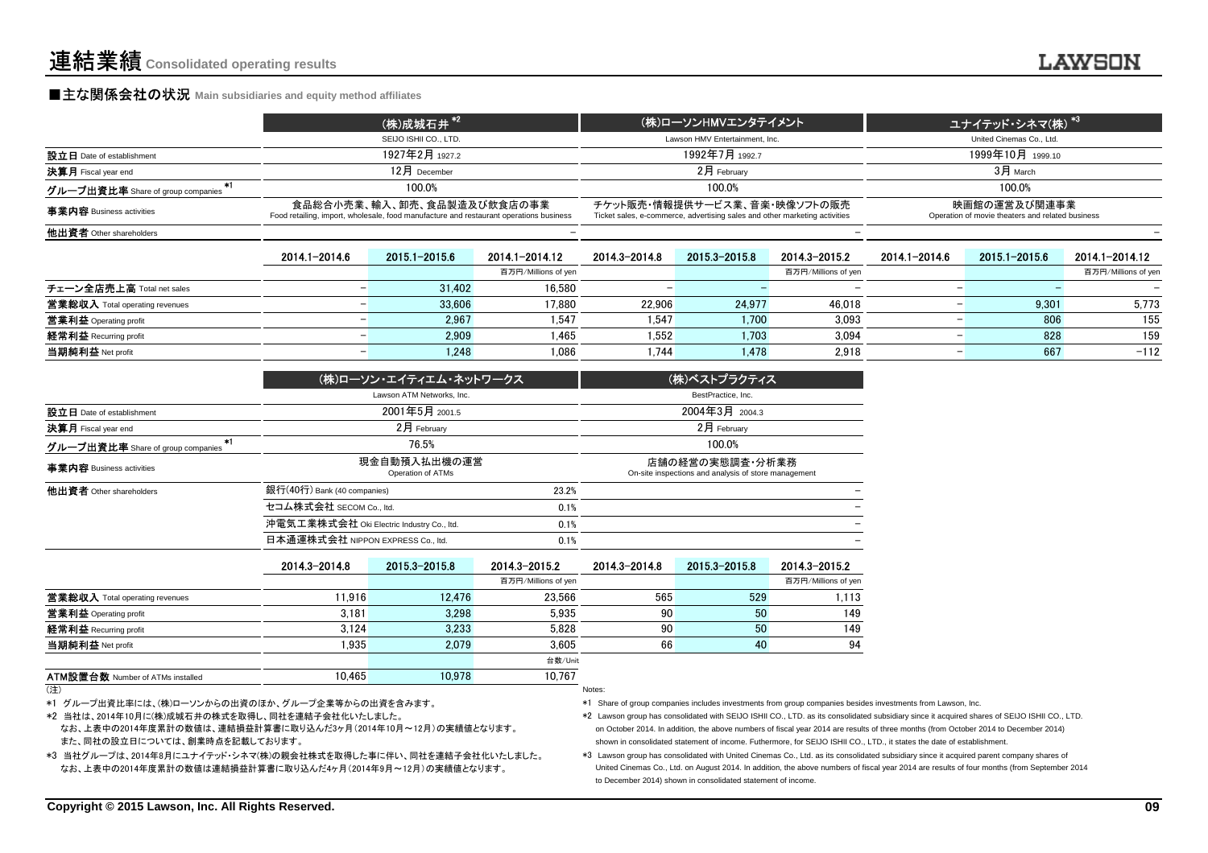# 連結業績 Consolidated operating results

## ■主な関係会社の状況 Main subsidiaries and equity method affiliates

| | (株)成城石井 *2 SEIJO ISHII CO., LTD. | | | (株)ローソンHMVエンタテイメント Lawson HMV Entertainment, Inc. | | | ユナイテッド・シネマ(株) *3 United Cinemas Co., Ltd. | | |
|---|---|---|---|---|---|---|---|---|---|
| 設立日 Date of establishment | 1927年2月 1927.2 | | | 1992年7月 1992.7 | | | 1999年10月 1999.10 | | |
| 決算月 Fiscal year end | 12月 December | | | 2月 February | | | 3月 March | | |
| グループ出資比率 Share of group companies *1 | 100.0% | | | 100.0% | | | 100.0% | | |
| 事業内容 Business activities | 食品総合小売業、輸入、卸売、食品製造及び飲食店の事業 Food retailing, import, wholesale, food manufacture and restaurant operations business | | | チケット販売・情報提供サービス業、音楽・映像ソフトの販売 Ticket sales, e-commerce, advertising sales and other marketing activities | | | 映画館の運営及び関連事業 Operation of movie theaters and related business | | |
| 他出資者 Other shareholders | | | − | | | − | | | − |
| | 2014.1−2014.6 | 2015.1−2015.6 | 2014.1−2014.12 百万円/Millions of yen | 2014.3−2014.8 | 2015.3−2015.8 | 2014.3−2015.2 百万円/Millions of yen | 2014.1−2014.6 | 2015.1−2015.6 | 2014.1−2014.12 百万円/Millions of yen |
| チェーン全店売上高 Total net sales | − | 31,402 | 16,580 | − | − | − | − | − | − |
| 営業総収入 Total operating revenues | − | 33,606 | 17,880 | 22,906 | 24,977 | 46,018 | − | 9,301 | 5,773 |
| 営業利益 Operating profit | − | 2,967 | 1,547 | 1,547 | 1,700 | 3,093 | − | 806 | 155 |
| 経常利益 Recurring profit | − | 2,909 | 1,465 | 1,552 | 1,703 | 3,094 | − | 828 | 159 |
| 当期純利益 Net profit | − | 1,248 | 1,086 | 1,744 | 1,478 | 2,918 | − | 667 | −112 |

| | (株)ローソン・エイティエム・ネットワークス Lawson ATM Networks, Inc. | | | (株)ベストプラクティス BestPractice, Inc. | | |
|---|---|---|---|---|---|---|
| 設立日 Date of establishment | 2001年5月 2001.5 | | | 2004年3月 2004.3 | | |
| 決算月 Fiscal year end | 2月 February | | | 2月 February | | |
| グループ出資比率 Share of group companies *1 | 76.5% | | | 100.0% | | |
| 事業内容 Business activities | 現金自動預入払出機の運営 Operation of ATMs | | | 店舗の経営の実態調査・分析業務 On-site inspections and analysis of store management | | |
| 他出資者 Other shareholders | 銀行(40行) Bank (40 companies) | | 23.2% | | | − |
| | セコム株式会社 SECOM Co., ltd. | | 0.1% | | | − |
| | 沖電気工業株式会社 Oki Electric Industry Co., ltd. | | 0.1% | | | − |
| | 日本通運株式会社 NIPPON EXPRESS Co., ltd. | | 0.1% | | | − |
| | 2014.3−2014.8 | 2015.3−2015.8 | 2014.3−2015.2 百万円/Millions of yen | 2014.3−2014.8 | 2015.3−2015.8 | 2014.3−2015.2 百万円/Millions of yen |
| 営業総収入 Total operating revenues | 11,916 | 12,476 | 23,566 | 565 | 529 | 1,113 |
| 営業利益 Operating profit | 3,181 | 3,298 | 5,935 | 90 | 50 | 149 |
| 経常利益 Recurring profit | 3,124 | 3,233 | 5,828 | 90 | 50 | 149 |
| 当期純利益 Net profit | 1,935 | 2,079 | 3,605 | 66 | 40 | 94 |
| | | | 台数/Unit | | | |
| ATM設置台数 Number of ATMs installed | 10,465 | 10,978 | 10,767 | | | |

(注)

*1 グループ出資比率には、(株)ローソンからの出資のほか、グループ企業等からの出資を含みます。

*2 当社は、2014年10月に(株)成城石井の株式を取得し、同社を連結子会社化いたしました。
なお、上表中の2014年度累計の数値は、連結損益計算書に取り込んだ3ヶ月（2014年10月～12月）の実績値となります。
また、同社の設立日については、創業時点を記載しております。

*3 当社グループは、2014年8月にユナイテッド・シネマ(株)の親会社株式を取得した事に伴い、同社を連結子会社化いたしました。
なお、上表中の2014年度累計の数値は連結損益計算書に取り込んだ4ヶ月（2014年9月～12月）の実績値となります。

Notes:

*1 Share of group companies includes investments from group companies besides investments from Lawson, Inc.

*2 Lawson group has consolidated with SEIJO ISHII CO., LTD. as its consolidated subsidiary since it acquired shares of SEIJO ISHII CO., LTD. on October 2014. In addition, the above numbers of fiscal year 2014 are results of three months (from October 2014 to December 2014) shown in consolidated statement of income. Futhermore, for SEIJO ISHII CO., LTD., it states the date of establishment.

*3 Lawson group has consolidated with United Cinemas Co., Ltd. as its consolidated subsidiary since it acquired parent company shares of United Cinemas Co., Ltd. on August 2014. In addition, the above numbers of fiscal year 2014 are results of four months (from September 2014 to December 2014) shown in consolidated statement of income.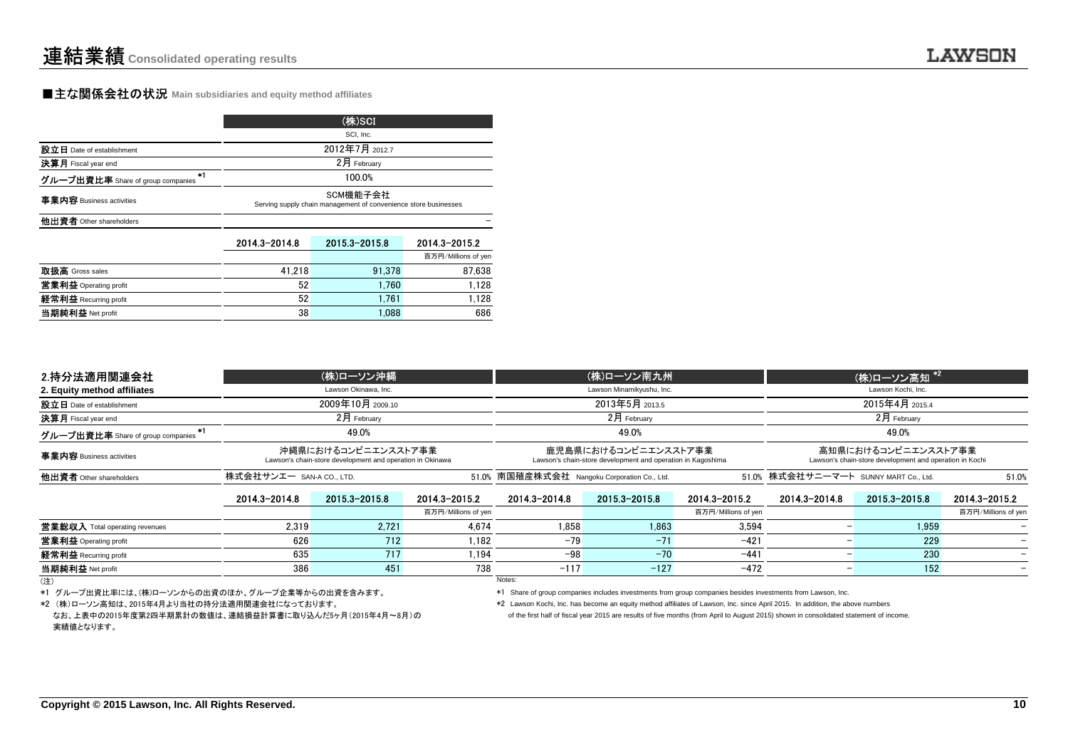# 連結業績 Consolidated operating results

## ■主な関係会社の状況 Main subsidiaries and equity method affiliates

| | (株)SCI SCI, Inc. | | |
|---|---|---|---|
| 設立日 Date of establishment | 2012年7月 2012.7 | | |
| 決算月 Fiscal year end | 2月 February | | |
| グループ出資比率 Share of group companies *1 | 100.0% | | |
| 事業内容 Business activities | SCM機能子会社 Serving supply chain management of convenience store businesses | | |
| 他出資者 Other shareholders | – | | |
| | 2014.3-2014.8 | 2015.3-2015.8 | 2014.3-2015.2 百万円/Millions of yen |
| 取扱高 Gross sales | 41,218 | 91,378 | 87,638 |
| 営業利益 Operating profit | 52 | 1,760 | 1,128 |
| 経常利益 Recurring profit | 52 | 1,761 | 1,128 |
| 当期純利益 Net profit | 38 | 1,088 | 686 |

## 2.持分法適用関連会社 2. Equity method affiliates

| | (株)ローソン沖縄 Lawson Okinawa, Inc. | | | (株)ローソン南九州 Lawson Minamikyushu, Inc. | | | (株)ローソン高知 *2 Lawson Kochi, Inc. | | |
|---|---|---|---|---|---|---|---|---|---|
| 設立日 Date of establishment | 2009年10月 2009.10 | | | 2013年5月 2013.5 | | | 2015年4月 2015.4 | | |
| 決算月 Fiscal year end | 2月 February | | | 2月 February | | | 2月 February | | |
| グループ出資比率 Share of group companies *1 | 49.0% | | | 49.0% | | | 49.0% | | |
| 事業内容 Business activities | 沖縄県におけるコンビニエンスストア事業 Lawson's chain-store development and operation in Okinawa | | | 鹿児島県におけるコンビニエンスストア事業 Lawson's chain-store development and operation in Kagoshima | | | 高知県におけるコンビニエンスストア事業 Lawson's chain-store development and operation in Kochi | | |
| 他出資者 Other shareholders | 株式会社サンエー SAN-A CO., LTD. | | 51.0% | 南国殖産株式会社 Nangoku Corporation Co., Ltd. | | 51.0% | 株式会社サニーマート SUNNY MART Co., Ltd. | | 51.0% |
| | 2014.3-2014.8 | 2015.3-2015.8 | 2014.3-2015.2 百万円/Millions of yen | 2014.3-2014.8 | 2015.3-2015.8 | 2014.3-2015.2 百万円/Millions of yen | 2014.3-2014.8 | 2015.3-2015.8 | 2014.3-2015.2 百万円/Millions of yen |
| 営業総収入 Total operating revenues | 2,319 | 2,721 | 4,674 | 1,858 | 1,863 | 3,594 | – | 1,959 | – |
| 営業利益 Operating profit | 626 | 712 | 1,182 | -79 | -71 | -421 | – | 229 | – |
| 経常利益 Recurring profit | 635 | 717 | 1,194 | -98 | -70 | -441 | – | 230 | – |
| 当期純利益 Net profit | 386 | 451 | 738 | -117 | -127 | -472 | – | 152 | – |

(注)

*1 グループ出資比率には、(株)ローソンからの出資のほか、グループ企業等からの出資を含みます。

*2 (株)ローソン高知は、2015年4月より当社の持分法適用関連会社になっております。
なお、上表中の2015年度第2四半期累計の数値は、連結損益計算書に取り込んだ5ヶ月(2015年4月～8月)の実績値となります。

Notes:

*1 Share of group companies includes investments from group companies besides investments from Lawson, Inc.

*2 Lawson Kochi, Inc. has become an equity method affiliates of Lawson, Inc. since April 2015. In addition, the above numbers of the first half of fiscal year 2015 are results of five months (from April to August 2015) shown in consolidated statement of income.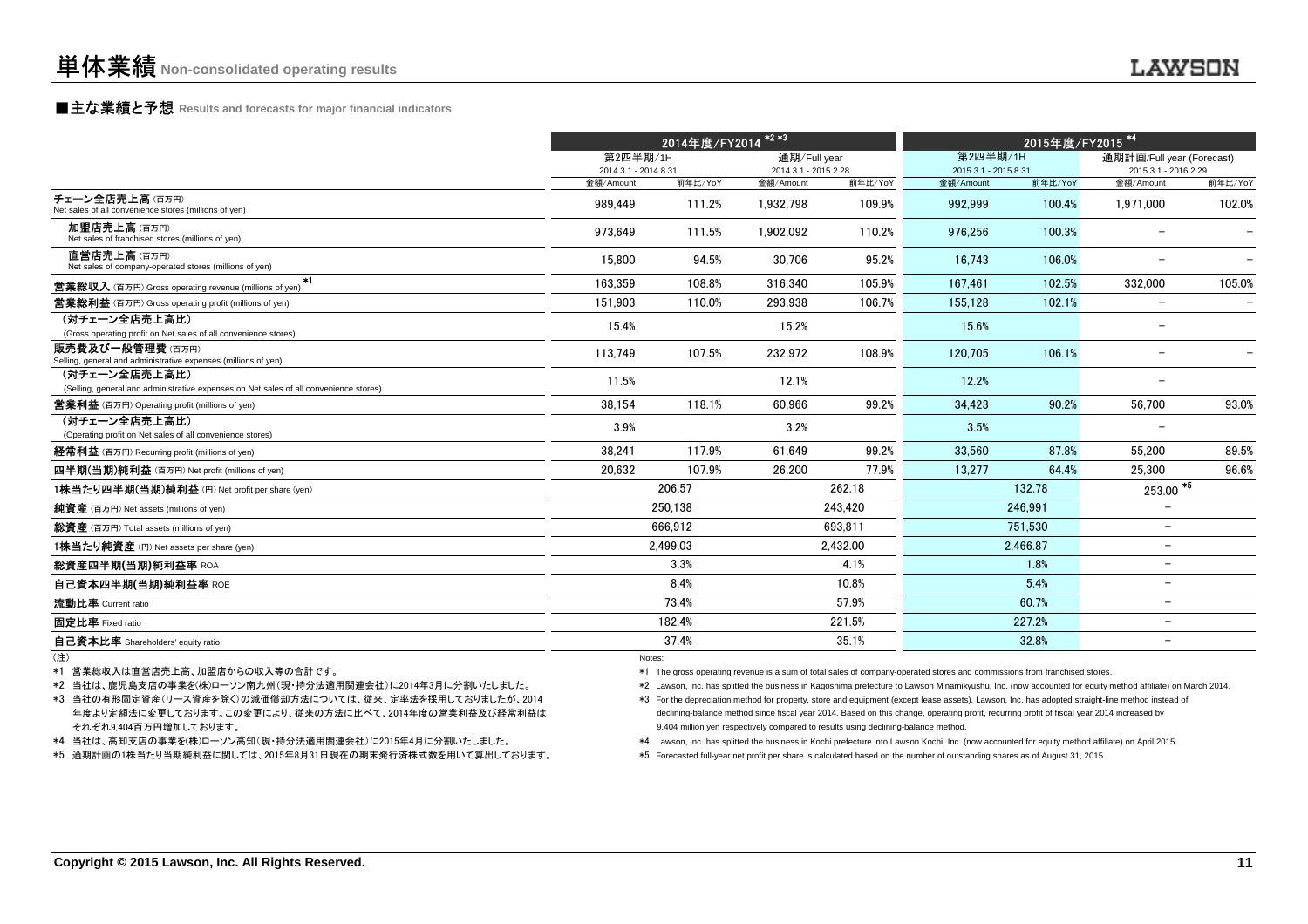# 単体業績 Non-consolidated operating results

## ■主な業績と予想 Results and forecasts for major financial indicators

| | 2014年度/FY2014 *2 *3 | | | | 2015年度/FY2015 *4 | | | |
|---|---|---|---|---|---|---|---|---|
| | 第2四半期/1H 2014.3.1 - 2014.8.31 | | 通期/Full year 2014.3.1 - 2015.2.28 | | 第2四半期/1H 2015.3.1 - 2015.8.31 | | 通期計画/Full year (Forecast) 2015.3.1 - 2016.2.29 | |
| | 金額/Amount | 前年比/YoY | 金額/Amount | 前年比/YoY | 金額/Amount | 前年比/YoY | 金額/Amount | 前年比/YoY |
| チェーン全店売上高 (百万円) Net sales of all convenience stores (millions of yen) | 989,449 | 111.2% | 1,932,798 | 109.9% | 992,999 | 100.4% | 1,971,000 | 102.0% |
| 加盟店売上高 (百万円) Net sales of franchised stores (millions of yen) | 973,649 | 111.5% | 1,902,092 | 110.2% | 976,256 | 100.3% | − | − |
| 直営店売上高 (百万円) Net sales of company-operated stores (millions of yen) | 15,800 | 94.5% | 30,706 | 95.2% | 16,743 | 106.0% | − | − |
| 営業総収入 (百万円) Gross operating revenue (millions of yen) *1 | 163,359 | 108.8% | 316,340 | 105.9% | 167,461 | 102.5% | 332,000 | 105.0% |
| 営業総利益 (百万円) Gross operating profit (millions of yen) | 151,903 | 110.0% | 293,938 | 106.7% | 155,128 | 102.1% | − | − |
| (対チェーン全店売上高比) (Gross operating profit on Net sales of all convenience stores) | 15.4% | | 15.2% | | 15.6% | | − | |
| 販売費及び一般管理費 (百万円) Selling, general and administrative expenses (millions of yen) | 113,749 | 107.5% | 232,972 | 108.9% | 120,705 | 106.1% | − | − |
| (対チェーン全店売上高比) (Selling, general and administrative expenses on Net sales of all convenience stores) | 11.5% | | 12.1% | | 12.2% | | − | |
| 営業利益 (百万円) Operating profit (millions of yen) | 38,154 | 118.1% | 60,966 | 99.2% | 34,423 | 90.2% | 56,700 | 93.0% |
| (対チェーン全店売上高比) (Operating profit on Net sales of all convenience stores) | 3.9% | | 3.2% | | 3.5% | | − | |
| 経常利益 (百万円) Recurring profit (millions of yen) | 38,241 | 117.9% | 61,649 | 99.2% | 33,560 | 87.8% | 55,200 | 89.5% |
| 四半期(当期)純利益 (百万円) Net profit (millions of yen) | 20,632 | 107.9% | 26,200 | 77.9% | 13,277 | 64.4% | 25,300 | 96.6% |
| 1株当たり四半期(当期)純利益 (円) Net profit per share (yen) | 206.57 | | 262.18 | | 132.78 | | 253.00 *5 | |
| 純資産 (百万円) Net assets (millions of yen) | 250,138 | | 243,420 | | 246,991 | | − | |
| 総資産 (百万円) Total assets (millions of yen) | 666,912 | | 693,811 | | 751,530 | | − | |
| 1株当たり純資産 (円) Net assets per share (yen) | 2,499.03 | | 2,432.00 | | 2,466.87 | | − | |
| 総資産四半期(当期)純利益率 ROA | 3.3% | | 4.1% | | 1.8% | | − | |
| 自己資本四半期(当期)純利益率 ROE | 8.4% | | 10.8% | | 5.4% | | − | |
| 流動比率 Current ratio | 73.4% | | 57.9% | | 60.7% | | − | |
| 固定比率 Fixed ratio | 182.4% | | 221.5% | | 227.2% | | − | |
| 自己資本比率 Shareholders' equity ratio | 37.4% | | 35.1% | | 32.8% | | − | |

(注)

*1 営業総収入は直営店売上高、加盟店からの収入等の合計です。

*2 当社は、鹿児島支店の事業を(株)ローソン南九州(現・持分法適用関連会社)に2014年3月に分割いたしました。

*3 当社の有形固定資産(リース資産を除く)の減価償却方法については、従来、定率法を採用しておりましたが、2014年度より定額法に変更しております。この変更により、従来の方法に比べて、2014年度の営業利益及び経常利益はそれぞれ9,404百万円増加しております。

*4 当社は、高知支店の事業を(株)ローソン高知(現・持分法適用関連会社)に2015年4月に分割いたしました。

*5 通期計画の1株当たり当期純利益に関しては、2015年8月31日現在の期末発行済株式数を用いて算出しております。

Notes:

*1 The gross operating revenue is a sum of total sales of company-operated stores and commissions from franchised stores.

*2 Lawson, Inc. has splitted the business in Kagoshima prefecture to Lawson Minamikyushu, Inc. (now accounted for equity method affiliate) on March 2014.

*3 For the depreciation method for property, store and equipment (except lease assets), Lawson, Inc. has adopted straight-line method instead of declining-balance method since fiscal year 2014. Based on this change, operating profit, recurring profit of fiscal year 2014 increased by 9,404 million yen respectively compared to results using declining-balance method.

*4 Lawson, Inc. has splitted the business in Kochi prefecture into Lawson Kochi, Inc. (now accounted for equity method affiliate) on April 2015.

*5 Forecasted full-year net profit per share is calculated based on the number of outstanding shares as of August 31, 2015.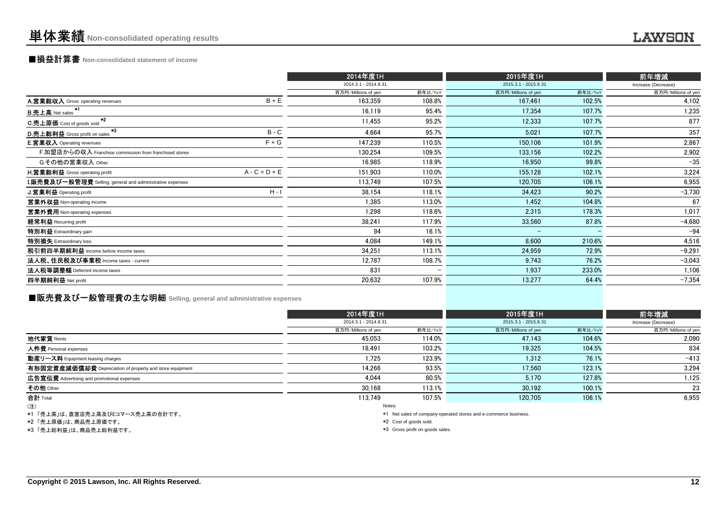# 単体業績 Non-consolidated operating results

## ■損益計算書 Non-consolidated statement of income

| | | 2014年度1H 2014.3.1 - 2014.8.31 | | 2015年度1H 2015.3.1 - 2015.8.31 | | 前年増減 Increase (Decrease) |
|---|---|---|---|---|---|---|
| | | 百万円/Millions of yen | 前年比/YoY | 百万円/Millions of yen | 前年比/YoY | 百万円/Millions of yen |
| A.営業総収入 Gross operating revenues | B + E | 163,359 | 108.8% | 167,461 | 102.5% | 4,102 |
| B.売上高 Net sales *1 | | 16,119 | 95.4% | 17,354 | 107.7% | 1,235 |
| C.売上原価 Cost of goods sold *2 | | 11,455 | 95.2% | 12,333 | 107.7% | 877 |
| D.売上総利益 Gross profit on sales *3 | B - C | 4,664 | 95.7% | 5,021 | 107.7% | 357 |
| E.営業収入 Operating revenues | F + G | 147,239 | 110.5% | 150,106 | 101.9% | 2,867 |
| F.加盟店からの収入 Franchise commission from franchised stores | | 130,254 | 109.5% | 133,156 | 102.2% | 2,902 |
| G.その他の営業収入 Other | | 16,985 | 118.9% | 16,950 | 99.8% | −35 |
| H.営業総利益 Gross operating profit | A - C = D + E | 151,903 | 110.0% | 155,128 | 102.1% | 3,224 |
| I.販売費及び一般管理費 Selling, general and administrative expenses | | 113,749 | 107.5% | 120,705 | 106.1% | 6,955 |
| J.営業利益 Operating profit | H - I | 38,154 | 118.1% | 34,423 | 90.2% | −3,730 |
| 営業外収益 Non-operating income | | 1,385 | 113.0% | 1,452 | 104.8% | 67 |
| 営業外費用 Non-operating expenses | | 1,298 | 118.6% | 2,315 | 178.3% | 1,017 |
| 経常利益 Recurring profit | | 38,241 | 117.9% | 33,560 | 87.8% | −4,680 |
| 特別利益 Extraordinary gain | | 94 | 16.1% | − | − | −94 |
| 特別損失 Extraordinary loss | | 4,084 | 149.1% | 8,600 | 210.6% | 4,516 |
| 税引前四半期純利益 Income before income taxes | | 34,251 | 113.1% | 24,959 | 72.9% | −9,291 |
| 法人税、住民税及び事業税 Income taxes - current | | 12,787 | 108.7% | 9,743 | 76.2% | −3,043 |
| 法人税等調整額 Deferred income taxes | | 831 | − | 1,937 | 233.0% | 1,106 |
| 四半期純利益 Net profit | | 20,632 | 107.9% | 13,277 | 64.4% | −7,354 |

## ■販売費及び一般管理費の主な明細 Selling, general and administrative expenses

| | 2014年度1H 2014.3.1 - 2014.8.31 | | 2015年度1H 2015.3.1 - 2015.8.31 | | 前年増減 Increase (Decrease) |
|---|---|---|---|---|---|
| | 百万円/Millions of yen | 前年比/YoY | 百万円/Millions of yen | 前年比/YoY | 百万円/Millions of yen |
| 地代家賃 Rents | 45,053 | 114.0% | 47,143 | 104.6% | 2,090 |
| 人件費 Personal expenses | 18,491 | 103.2% | 19,325 | 104.5% | 834 |
| 動産リース料 Equipment leasing charges | 1,725 | 123.9% | 1,312 | 76.1% | −413 |
| 有形固定資産減価償却費 Depreciation of property and store equipment | 14,266 | 93.5% | 17,560 | 123.1% | 3,294 |
| 広告宣伝費 Advertising and promotional expenses | 4,044 | 80.5% | 5,170 | 127.8% | 1,125 |
| その他 Other | 30,168 | 113.1% | 30,192 | 100.1% | 23 |
| 合計 Total | 113,749 | 107.5% | 120,705 | 106.1% | 6,955 |

(注)
*1 「売上高」は、直営店売上高及びEコマース売上高の合計です。
*2 「売上原価」は、商品売上原価です。
*3 「売上総利益」は、商品売上総利益です。

Notes:
*1 Net sales of company-operated stores and e-commerce business.
*2 Cost of goods sold.
*3 Gross profit on goods sales.

Copyright © 2015 Lawson, Inc. All Rights Reserved.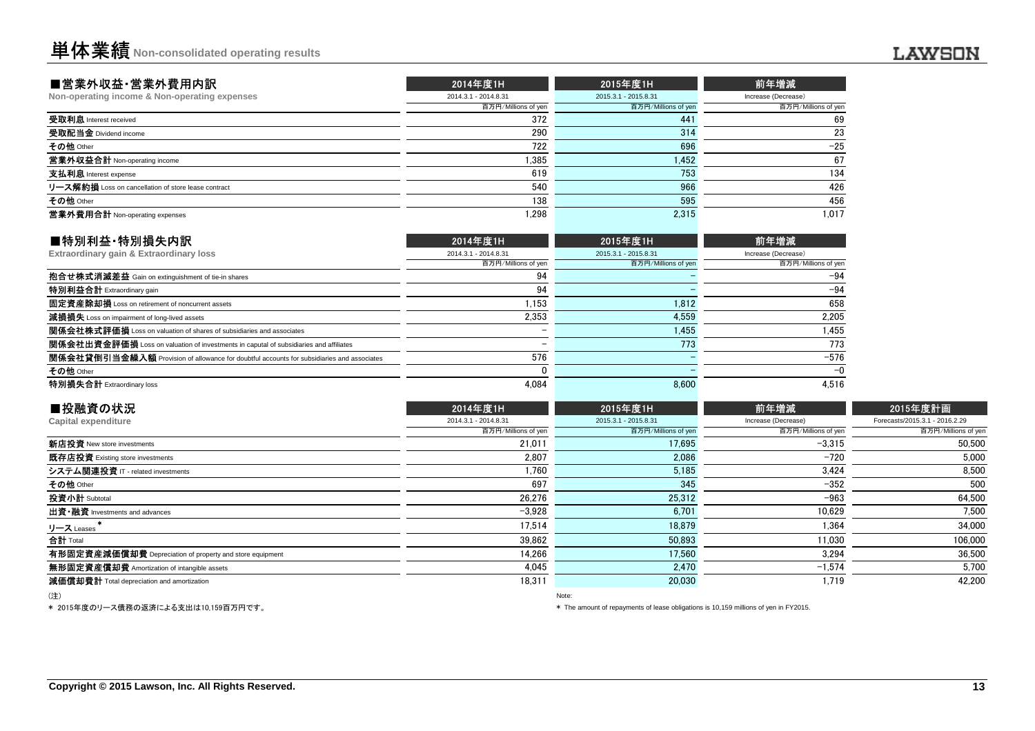# 単体業績 Non-consolidated operating results

## ■営業外収益・営業外費用内訳

**Non-operating income & Non-operating expenses**

| | 2014年度1H<br>2014.3.1 - 2014.8.31<br>百万円/Millions of yen | 2015年度1H<br>2015.3.1 - 2015.8.31<br>百万円/Millions of yen | 前年増減<br>Increase (Decrease)<br>百万円/Millions of yen |
|---|---|---|---|
| **受取利息** Interest received | 372 | 441 | 69 |
| **受取配当金** Dividend income | 290 | 314 | 23 |
| **その他** Other | 722 | 696 | −25 |
| **営業外収益合計** Non-operating income | 1,385 | 1,452 | 67 |
| **支払利息** Interest expense | 619 | 753 | 134 |
| **リース解約損** Loss on cancellation of store lease contract | 540 | 966 | 426 |
| **その他** Other | 138 | 595 | 456 |
| **営業外費用合計** Non-operating expenses | 1,298 | 2,315 | 1,017 |

## ■特別利益・特別損失内訳

**Extraordinary gain & Extraordinary loss**

| | 2014年度1H<br>2014.3.1 - 2014.8.31<br>百万円/Millions of yen | 2015年度1H<br>2015.3.1 - 2015.8.31<br>百万円/Millions of yen | 前年増減<br>Increase (Decrease)<br>百万円/Millions of yen |
|---|---|---|---|
| **抱合せ株式消滅差益** Gain on extinguishment of tie-in shares | 94 | − | −94 |
| **特別利益合計** Extraordinary gain | 94 | − | −94 |
| **固定資産除却損** Loss on retirement of noncurrent assets | 1,153 | 1,812 | 658 |
| **減損損失** Loss on impairment of long-lived assets | 2,353 | 4,559 | 2,205 |
| **関係会社株式評価損** Loss on valuation of shares of subsidiaries and associates | − | 1,455 | 1,455 |
| **関係会社出資金評価損** Loss on valuation of investments in caputal of subsidiaries and affiliates | − | 773 | 773 |
| **関係会社貸倒引当金繰入額** Provision of allowance for doubtful accounts for subsidiaries and associates | 576 | − | −576 |
| **その他** Other | 0 | − | −0 |
| **特別損失合計** Extraordinary loss | 4,084 | 8,600 | 4,516 |

## ■投融資の状況

**Capital expenditure**

| | 2014年度1H<br>2014.3.1 - 2014.8.31<br>百万円/Millions of yen | 2015年度1H<br>2015.3.1 - 2015.8.31<br>百万円/Millions of yen | 前年増減<br>Increase (Decrease)<br>百万円/Millions of yen | 2015年度計画<br>Forecasts/2015.3.1 - 2016.2.29<br>百万円/Millions of yen |
|---|---|---|---|---|
| **新店投資** New store investments | 21,011 | 17,695 | −3,315 | 50,500 |
| **既存店投資** Existing store investments | 2,807 | 2,086 | −720 | 5,000 |
| **システム関連投資** IT - related investments | 1,760 | 5,185 | 3,424 | 8,500 |
| **その他** Other | 697 | 345 | −352 | 500 |
| **投資小計** Subtotal | 26,276 | 25,312 | −963 | 64,500 |
| **出資・融資** Investments and advances | −3,928 | 6,701 | 10,629 | 7,500 |
| **リース** Leases * | 17,514 | 18,879 | 1,364 | 34,000 |
| **合計** Total | 39,862 | 50,893 | 11,030 | 106,000 |
| **有形固定資産減価償却費** Depreciation of property and store equipment | 14,266 | 17,560 | 3,294 | 36,500 |
| **無形固定資産償却費** Amortization of intangible assets | 4,045 | 2,470 | −1,574 | 5,700 |
| **減価償却費計** Total depreciation and amortization | 18,311 | 20,030 | 1,719 | 42,200 |

(注)

* 2015年度のリース債務の返済による支出は10,159百万円です。

Note:

* The amount of repayments of lease obligations is 10,159 millions of yen in FY2015.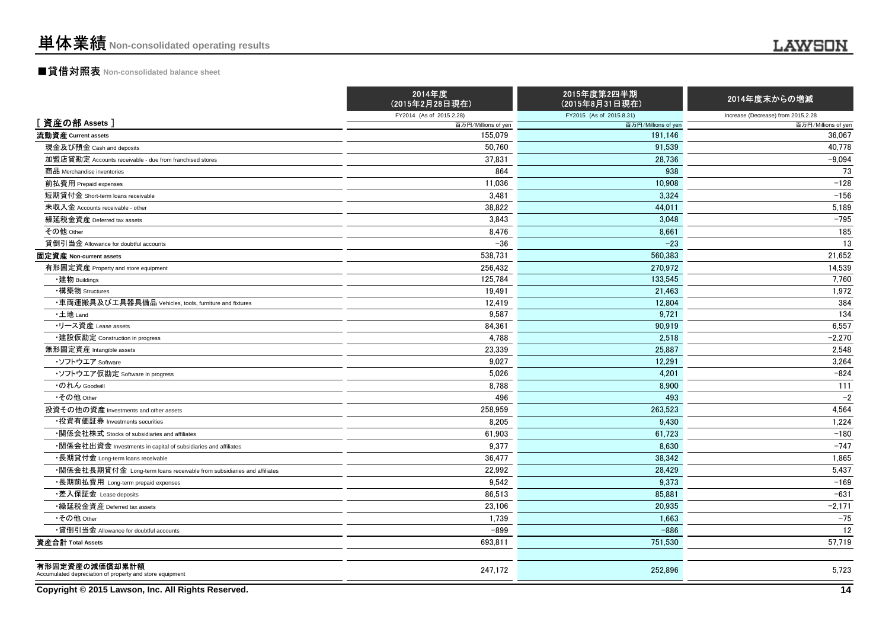# 単体業績 Non-consolidated operating results

## ■貸借対照表 Non-consolidated balance sheet

| [ 資産の部 Assets ] | 2014年度（2015年2月28日現在） FY2014 (As of 2015.2.28) 百万円/Millions of yen | 2015年度第2四半期（2015年8月31日現在） FY2015 (As of 2015.8.31) 百万円/Millions of yen | 2014年度末からの増減 Increase (Decrease) from 2015.2.28 百万円/Millions of yen |
|---|---|---|---|
| **流動資産 Current assets** | 155,079 | 191,146 | 36,067 |
| 現金及び預金 Cash and deposits | 50,760 | 91,539 | 40,778 |
| 加盟店貸勘定 Accounts receivable - due from franchised stores | 37,831 | 28,736 | -9,094 |
| 商品 Merchandise inventories | 864 | 938 | 73 |
| 前払費用 Prepaid expenses | 11,036 | 10,908 | -128 |
| 短期貸付金 Short-term loans receivable | 3,481 | 3,324 | -156 |
| 未収入金 Accounts receivable - other | 38,822 | 44,011 | 5,189 |
| 繰延税金資産 Deferred tax assets | 3,843 | 3,048 | -795 |
| その他 Other | 8,476 | 8,661 | 185 |
| 貸倒引当金 Allowance for doubtful accounts | -36 | -23 | 13 |
| **固定資産 Non-current assets** | 538,731 | 560,383 | 21,652 |
| 有形固定資産 Property and store equipment | 256,432 | 270,972 | 14,539 |
| ・建物 Buildings | 125,784 | 133,545 | 7,760 |
| ・構築物 Structures | 19,491 | 21,463 | 1,972 |
| ・車両運搬具及び工具器具備品 Vehicles, tools, furniture and fixtures | 12,419 | 12,804 | 384 |
| ・土地 Land | 9,587 | 9,721 | 134 |
| ・リース資産 Lease assets | 84,361 | 90,919 | 6,557 |
| ・建設仮勘定 Construction in progress | 4,788 | 2,518 | -2,270 |
| 無形固定資産 Intangible assets | 23,339 | 25,887 | 2,548 |
| ・ソフトウエア Software | 9,027 | 12,291 | 3,264 |
| ・ソフトウエア仮勘定 Software in progress | 5,026 | 4,201 | -824 |
| ・のれん Goodwill | 8,788 | 8,900 | 111 |
| ・その他 Other | 496 | 493 | -2 |
| 投資その他の資産 Investments and other assets | 258,959 | 263,523 | 4,564 |
| ・投資有価証券 Investments securities | 8,205 | 9,430 | 1,224 |
| ・関係会社株式 Stocks of subsidiaries and affiliates | 61,903 | 61,723 | -180 |
| ・関係会社出資金 Investments in capital of subsidiaries and affiliates | 9,377 | 8,630 | -747 |
| ・長期貸付金 Long-term loans receivable | 36,477 | 38,342 | 1,865 |
| ・関係会社長期貸付金 Long-term loans receivable from subsidiaries and affiliates | 22,992 | 28,429 | 5,437 |
| ・長期前払費用 Long-term prepaid expenses | 9,542 | 9,373 | -169 |
| ・差入保証金 Lease deposits | 86,513 | 85,881 | -631 |
| ・繰延税金資産 Deferred tax assets | 23,106 | 20,935 | -2,171 |
| ・その他 Other | 1,739 | 1,663 | -75 |
| ・貸倒引当金 Allowance for doubtful accounts | -899 | -886 | 12 |
| **資産合計 Total Assets** | 693,811 | 751,530 | 57,719 |
| | | | |
| **有形固定資産の減価償却累計額** Accumulated depreciation of property and store equipment | 247,172 | 252,896 | 5,723 |

Copyright © 2015 Lawson, Inc. All Rights Reserved.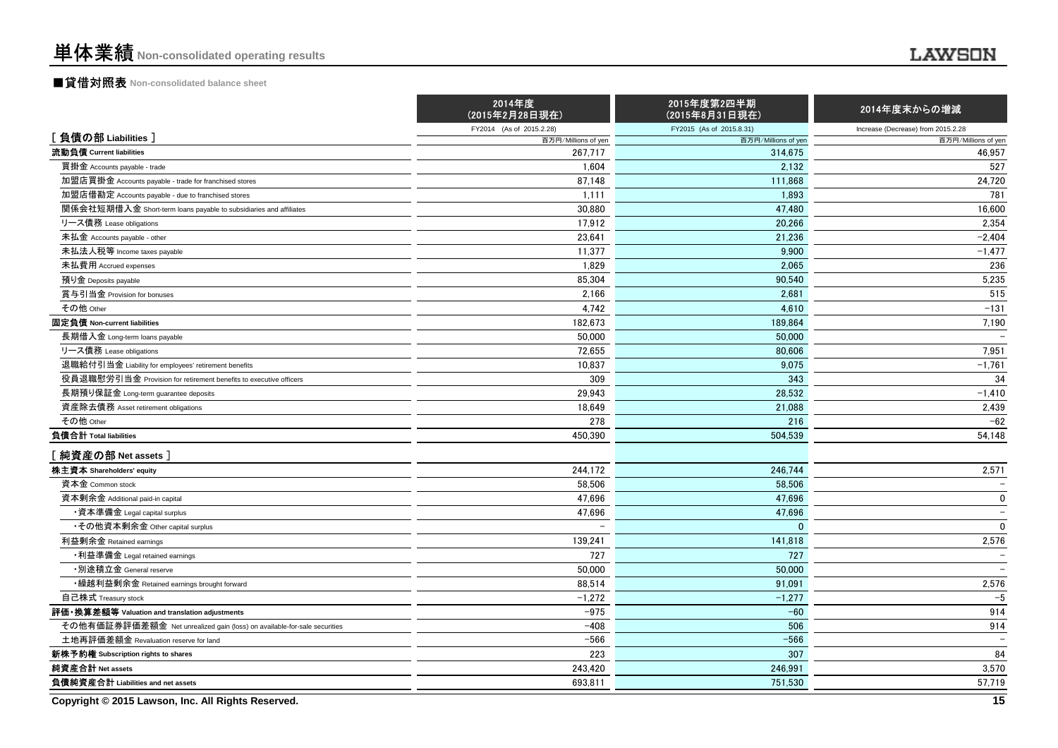# 単体業績 Non-consolidated operating results

## ■貸借対照表 Non-consolidated balance sheet

| | 2014年度 (2015年2月28日現在) | 2015年度第2四半期 (2015年8月31日現在) | 2014年度末からの増減 |
|---|---|---|---|
| | FY2014 (As of 2015.2.28) | FY2015 (As of 2015.8.31) | Increase (Decrease) from 2015.2.28 |
| [ 負債の部 Liabilities ] | 百万円/Millions of yen | 百万円/Millions of yen | 百万円/Millions of yen |
| **流動負債 Current liabilities** | 267,717 | 314,675 | 46,957 |
| 買掛金 Accounts payable - trade | 1,604 | 2,132 | 527 |
| 加盟店買掛金 Accounts payable - trade for franchised stores | 87,148 | 111,868 | 24,720 |
| 加盟店借勘定 Accounts payable - due to franchised stores | 1,111 | 1,893 | 781 |
| 関係会社短期借入金 Short-term loans payable to subsidiaries and affiliates | 30,880 | 47,480 | 16,600 |
| リース債務 Lease obligations | 17,912 | 20,266 | 2,354 |
| 未払金 Accounts payable - other | 23,641 | 21,236 | −2,404 |
| 未払法人税等 Income taxes payable | 11,377 | 9,900 | −1,477 |
| 未払費用 Accrued expenses | 1,829 | 2,065 | 236 |
| 預り金 Deposits payable | 85,304 | 90,540 | 5,235 |
| 賞与引当金 Provision for bonuses | 2,166 | 2,681 | 515 |
| その他 Other | 4,742 | 4,610 | −131 |
| **固定負債 Non-current liabilities** | 182,673 | 189,864 | 7,190 |
| 長期借入金 Long-term loans payable | 50,000 | 50,000 | − |
| リース債務 Lease obligations | 72,655 | 80,606 | 7,951 |
| 退職給付引当金 Liability for employees' retirement benefits | 10,837 | 9,075 | −1,761 |
| 役員退職慰労引当金 Provision for retirement benefits to executive officers | 309 | 343 | 34 |
| 長期預り保証金 Long-term guarantee deposits | 29,943 | 28,532 | −1,410 |
| 資産除去債務 Asset retirement obligations | 18,649 | 21,088 | 2,439 |
| その他 Other | 278 | 216 | −62 |
| **負債合計 Total liabilities** | 450,390 | 504,539 | 54,148 |
| [ 純資産の部 Net assets ] | | | |
| **株主資本 Shareholders' equity** | 244,172 | 246,744 | 2,571 |
| 資本金 Common stock | 58,506 | 58,506 | − |
| 資本剰余金 Additional paid-in capital | 47,696 | 47,696 | 0 |
| ・資本準備金 Legal capital surplus | 47,696 | 47,696 | − |
| ・その他資本剰余金 Other capital surplus | − | 0 | 0 |
| 利益剰余金 Retained earnings | 139,241 | 141,818 | 2,576 |
| ・利益準備金 Legal retained earnings | 727 | 727 | − |
| ・別途積立金 General reserve | 50,000 | 50,000 | − |
| ・繰越利益剰余金 Retained earnings brought forward | 88,514 | 91,091 | 2,576 |
| 自己株式 Treasury stock | −1,272 | −1,277 | −5 |
| **評価・換算差額等 Valuation and translation adjustments** | −975 | −60 | 914 |
| その他有価証券評価差額金 Net unrealized gain (loss) on available-for-sale securities | −408 | 506 | 914 |
| 土地再評価差額金 Revaluation reserve for land | −566 | −566 | − |
| **新株予約権 Subscription rights to shares** | 223 | 307 | 84 |
| **純資産合計 Net assets** | 243,420 | 246,991 | 3,570 |
| **負債純資産合計 Liabilities and net assets** | 693,811 | 751,530 | 57,719 |

Copyright © 2015 Lawson, Inc. All Rights Reserved.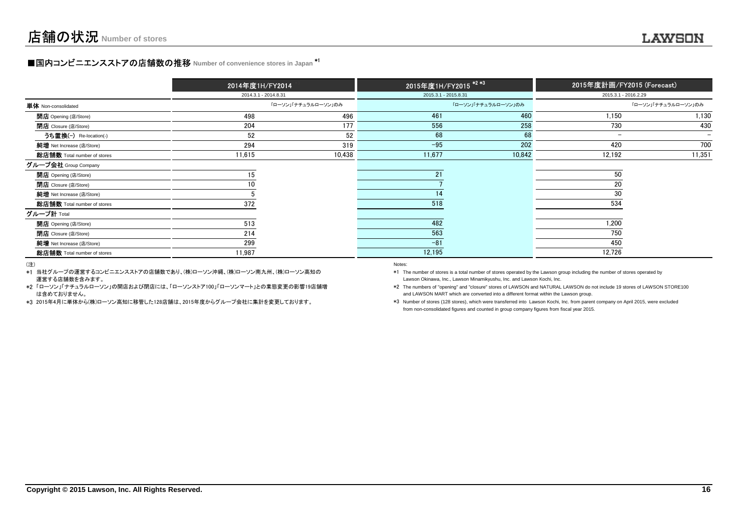# 店舗の状況 Number of stores

## ■国内コンビニエンスストアの店舗数の推移 Number of convenience stores in Japan *1

| | 2014年度1H/FY2014 | | 2015年度1H/FY2015 *2 *3 | | 2015年度計画/FY2015 (Forecast) | |
|---|---|---|---|---|---|---|
| | 2014.3.1 - 2014.8.31 | | 2015.3.1 - 2015.8.31 | | 2015.3.1 - 2016.2.29 | |
| **単体** Non-consolidated | | 「ローソン」「ナチュラルローソン」のみ | | 「ローソン」「ナチュラルローソン」のみ | | 「ローソン」「ナチュラルローソン」のみ |
| **開店** Opening (店/Store) | 498 | 496 | 461 | 460 | 1,150 | 1,130 |
| **閉店** Closure (店/Store) | 204 | 177 | 556 | 258 | 730 | 430 |
| **うち置換(-)** Re-location(-) | 52 | 52 | 68 | 68 | − | − |
| **純増** Net Increase (店/Store) | 294 | 319 | −95 | 202 | 420 | 700 |
| **総店舗数** Total number of stores | 11,615 | 10,438 | 11,677 | 10,842 | 12,192 | 11,351 |
| **グループ会社** Group Company | | | | | | |
| **開店** Opening (店/Store) | 15 | | 21 | | 50 | |
| **閉店** Closure (店/Store) | 10 | | 7 | | 20 | |
| **純増** Net Increase (店/Store) | 5 | | 14 | | 30 | |
| **総店舗数** Total number of stores | 372 | | 518 | | 534 | |
| **グループ計** Total | | | | | | |
| **開店** Opening (店/Store) | 513 | | 482 | | 1,200 | |
| **閉店** Closure (店/Store) | 214 | | 563 | | 750 | |
| **純増** Net Increase (店/Store) | 299 | | −81 | | 450 | |
| **総店舗数** Total number of stores | 11,987 | | 12,195 | | 12,726 | |

(注)

*1 当社グループの運営するコンビニエンスストアの店舗数であり、(株)ローソン沖縄、(株)ローソン南九州、(株)ローソン高知の運営する店舗数を含みます。

*2 「ローソン」「ナチュラルローソン」の開店および閉店には、「ローソンストア100」「ローソンマート」との業態変更の影響19店舗増は含めておりません。

*3 2015年4月に単体から(株)ローソン高知に移管した128店舗は、2015年度からグループ会社に集計を変更しております。

Notes:

*1 The number of stores is a total number of stores operated by the Lawson group including the number of stores operated by Lawson Okinawa, Inc., Lawson Minamikyushu, Inc. and Lawson Kochi, Inc.

*2 The numbers of "opening" and "closure" stores of LAWSON and NATURAL LAWSON do not include 19 stores of LAWSON STORE100 and LAWSON MART which are converted into a different format within the Lawson group.

*3 Number of stores (128 stores), which were transferred into Lawson Kochi, Inc. from parent company on April 2015, were excluded from non-consolidated figures and counted in group company figures from fiscal year 2015.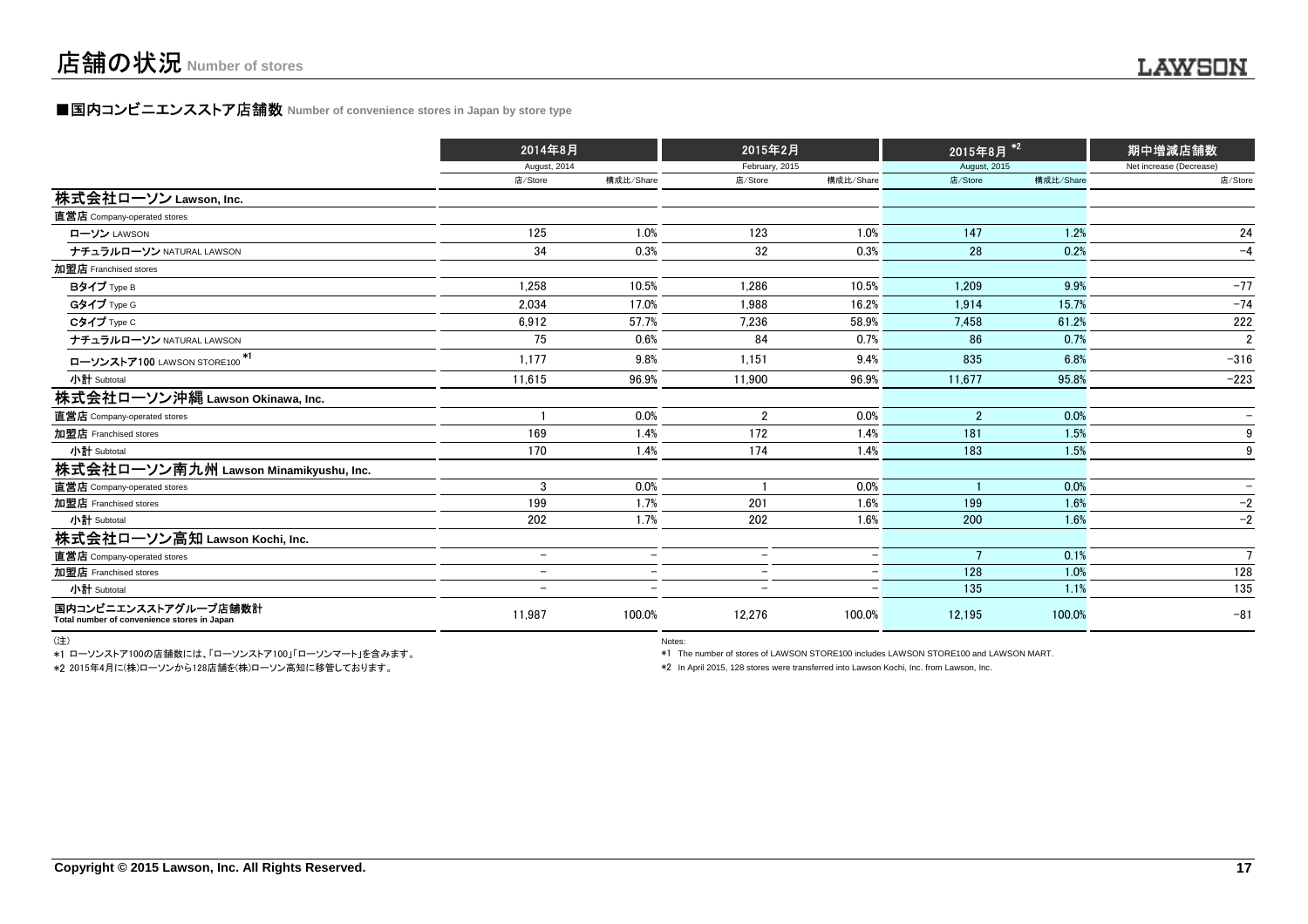# 店舗の状況 Number of stores

## ■国内コンビニエンスストア店舗数 Number of convenience stores in Japan by store type

| | 2014年8月 August, 2014 | | 2015年2月 February, 2015 | | 2015年8月 [*2] August, 2015 | | 期中増減店舗数 Net increase (Decrease) |
|---|---|---|---|---|---|---|---|
| | 店/Store | 構成比/Share | 店/Store | 構成比/Share | 店/Store | 構成比/Share | 店/Store |
| **株式会社ローソン Lawson, Inc.** | | | | | | | |
| **直営店** Company-operated stores | | | | | | | |
| ローソン LAWSON | 125 | 1.0% | 123 | 1.0% | 147 | 1.2% | 24 |
| ナチュラルローソン NATURAL LAWSON | 34 | 0.3% | 32 | 0.3% | 28 | 0.2% | −4 |
| **加盟店** Franchised stores | | | | | | | |
| Bタイプ Type B | 1,258 | 10.5% | 1,286 | 10.5% | 1,209 | 9.9% | −77 |
| Gタイプ Type G | 2,034 | 17.0% | 1,988 | 16.2% | 1,914 | 15.7% | −74 |
| Cタイプ Type C | 6,912 | 57.7% | 7,236 | 58.9% | 7,458 | 61.2% | 222 |
| ナチュラルローソン NATURAL LAWSON | 75 | 0.6% | 84 | 0.7% | 86 | 0.7% | 2 |
| ローソンストア100 LAWSON STORE100 [*1] | 1,177 | 9.8% | 1,151 | 9.4% | 835 | 6.8% | −316 |
| 小計 Subtotal | 11,615 | 96.9% | 11,900 | 96.9% | 11,677 | 95.8% | −223 |
| **株式会社ローソン沖縄 Lawson Okinawa, Inc.** | | | | | | | |
| **直営店** Company-operated stores | 1 | 0.0% | 2 | 0.0% | 2 | 0.0% | − |
| **加盟店** Franchised stores | 169 | 1.4% | 172 | 1.4% | 181 | 1.5% | 9 |
| 小計 Subtotal | 170 | 1.4% | 174 | 1.4% | 183 | 1.5% | 9 |
| **株式会社ローソン南九州 Lawson Minamikyushu, Inc.** | | | | | | | |
| **直営店** Company-operated stores | 3 | 0.0% | 1 | 0.0% | 1 | 0.0% | − |
| **加盟店** Franchised stores | 199 | 1.7% | 201 | 1.6% | 199 | 1.6% | −2 |
| 小計 Subtotal | 202 | 1.7% | 202 | 1.6% | 200 | 1.6% | −2 |
| **株式会社ローソン高知 Lawson Kochi, Inc.** | | | | | | | |
| **直営店** Company-operated stores | − | − | − | − | 7 | 0.1% | 7 |
| **加盟店** Franchised stores | − | − | − | − | 128 | 1.0% | 128 |
| 小計 Subtotal | − | − | − | − | 135 | 1.1% | 135 |
| **国内コンビニエンスストアグループ店舗数計 Total number of convenience stores in Japan** | 11,987 | 100.0% | 12,276 | 100.0% | 12,195 | 100.0% | −81 |

（注）
*1 ローソンストア100の店舗数には、「ローソンストア100」「ローソンマート」を含みます。
*2 2015年4月に(株)ローソンから128店舗を(株)ローソン高知に移管しております。

Notes:
*1 The number of stores of LAWSON STORE100 includes LAWSON STORE100 and LAWSON MART.
*2 In April 2015, 128 stores were transferred into Lawson Kochi, Inc. from Lawson, Inc.

Copyright © 2015 Lawson, Inc. All Rights Reserved.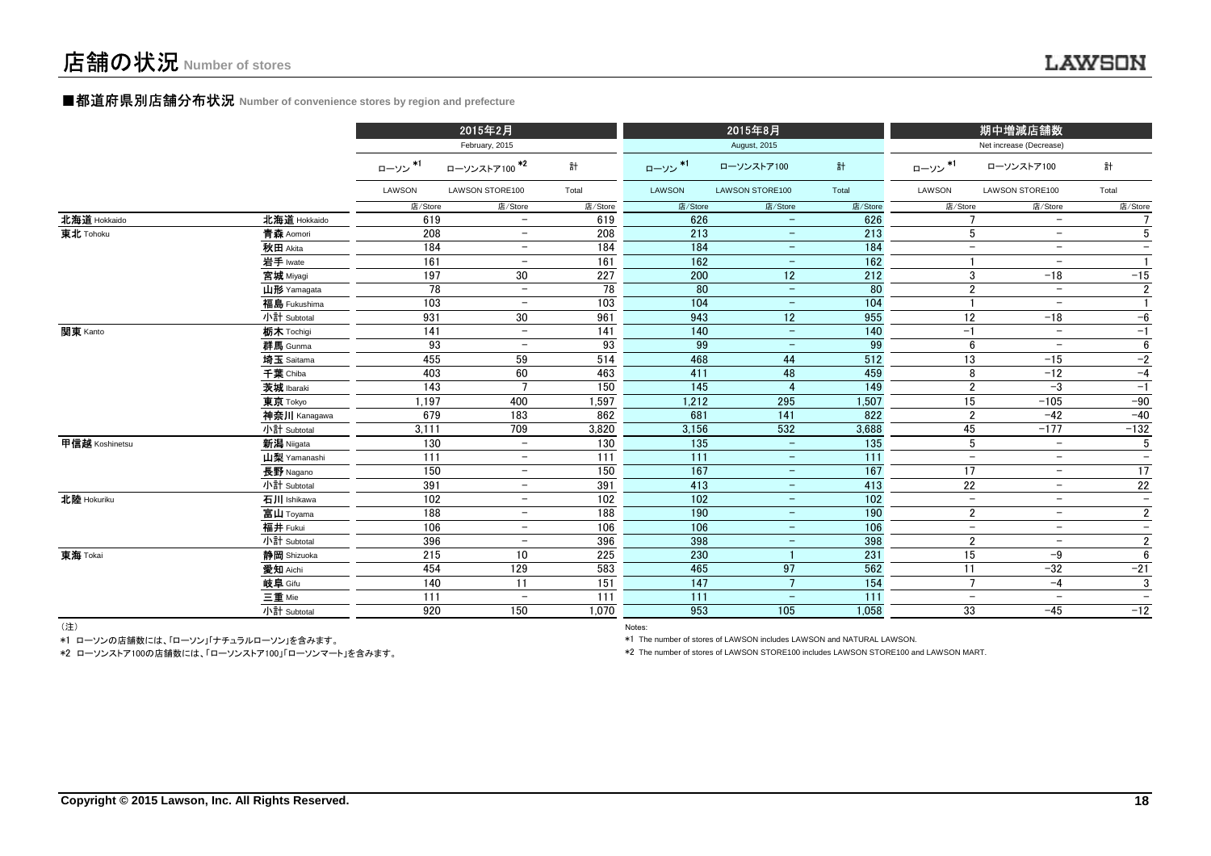# 店舗の状況 Number of stores

## ■都道府県別店舗分布状況 Number of convenience stores by region and prefecture

| | | 2015年2月 February, 2015 | | | 2015年8月 August, 2015 | | | 期中増減店舗数 Net increase (Decrease) | | |
|---|---|---|---|---|---|---|---|---|---|---|
| | | ローソン *1 LAWSON | ローソンストア100 *2 LAWSON STORE100 | 計 Total | ローソン *1 LAWSON | ローソンストア100 LAWSON STORE100 | 計 Total | ローソン *1 LAWSON | ローソンストア100 LAWSON STORE100 | 計 Total |
| | | 店/Store | 店/Store | 店/Store | 店/Store | 店/Store | 店/Store | 店/Store | 店/Store | 店/Store |
| 北海道 Hokkaido | 北海道 Hokkaido | 619 | − | 619 | 626 | − | 626 | 7 | − | 7 |
| 東北 Tohoku | 青森 Aomori | 208 | − | 208 | 213 | − | 213 | 5 | − | 5 |
| | 秋田 Akita | 184 | − | 184 | 184 | − | 184 | − | − | − |
| | 岩手 Iwate | 161 | − | 161 | 162 | − | 162 | 1 | − | 1 |
| | 宮城 Miyagi | 197 | 30 | 227 | 200 | 12 | 212 | 3 | −18 | −15 |
| | 山形 Yamagata | 78 | − | 78 | 80 | − | 80 | 2 | − | 2 |
| | 福島 Fukushima | 103 | − | 103 | 104 | − | 104 | 1 | − | 1 |
| | 小計 Subtotal | 931 | 30 | 961 | 943 | 12 | 955 | 12 | −18 | −6 |
| 関東 Kanto | 栃木 Tochigi | 141 | − | 141 | 140 | − | 140 | −1 | − | −1 |
| | 群馬 Gunma | 93 | − | 93 | 99 | − | 99 | 6 | − | 6 |
| | 埼玉 Saitama | 455 | 59 | 514 | 468 | 44 | 512 | 13 | −15 | −2 |
| | 千葉 Chiba | 403 | 60 | 463 | 411 | 48 | 459 | 8 | −12 | −4 |
| | 茨城 Ibaraki | 143 | 7 | 150 | 145 | 4 | 149 | 2 | −3 | −1 |
| | 東京 Tokyo | 1,197 | 400 | 1,597 | 1,212 | 295 | 1,507 | 15 | −105 | −90 |
| | 神奈川 Kanagawa | 679 | 183 | 862 | 681 | 141 | 822 | 2 | −42 | −40 |
| | 小計 Subtotal | 3,111 | 709 | 3,820 | 3,156 | 532 | 3,688 | 45 | −177 | −132 |
| 甲信越 Koshinetsu | 新潟 Niigata | 130 | − | 130 | 135 | − | 135 | 5 | − | 5 |
| | 山梨 Yamanashi | 111 | − | 111 | 111 | − | 111 | − | − | − |
| | 長野 Nagano | 150 | − | 150 | 167 | − | 167 | 17 | − | 17 |
| | 小計 Subtotal | 391 | − | 391 | 413 | − | 413 | 22 | − | 22 |
| 北陸 Hokuriku | 石川 Ishikawa | 102 | − | 102 | 102 | − | 102 | − | − | − |
| | 富山 Toyama | 188 | − | 188 | 190 | − | 190 | 2 | − | 2 |
| | 福井 Fukui | 106 | − | 106 | 106 | − | 106 | − | − | − |
| | 小計 Subtotal | 396 | − | 396 | 398 | − | 398 | 2 | − | 2 |
| 東海 Tokai | 静岡 Shizuoka | 215 | 10 | 225 | 230 | 1 | 231 | 15 | −9 | 6 |
| | 愛知 Aichi | 454 | 129 | 583 | 465 | 97 | 562 | 11 | −32 | −21 |
| | 岐阜 Gifu | 140 | 11 | 151 | 147 | 7 | 154 | 7 | −4 | 3 |
| | 三重 Mie | 111 | − | 111 | 111 | − | 111 | − | − | − |
| | 小計 Subtotal | 920 | 150 | 1,070 | 953 | 105 | 1,058 | 33 | −45 | −12 |

（注）

*1 ローソンの店舗数には、「ローソン」「ナチュラルローソン」を含みます。

*2 ローソンストア100の店舗数には、「ローソンストア100」「ローソンマート」を含みます。

Notes:

*1 The number of stores of LAWSON includes LAWSON and NATURAL LAWSON.

*2 The number of stores of LAWSON STORE100 includes LAWSON STORE100 and LAWSON MART.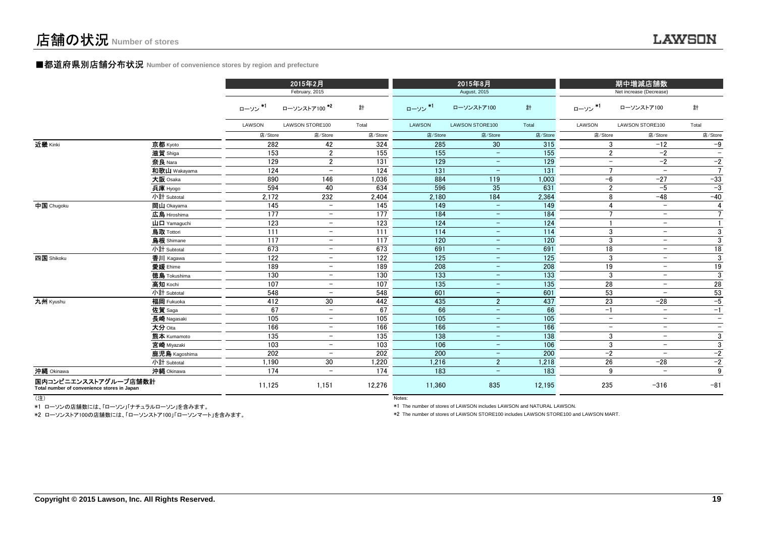# 店舗の状況 Number of stores

## ■都道府県別店舗分布状況 Number of convenience stores by region and prefecture

| | | 2015年2月 February, 2015 | | | 2015年8月 August, 2015 | | | 期中増減店舗数 Net increase (Decrease) | | |
|---|---|---|---|---|---|---|---|---|---|---|
| | | ローソン *1 LAWSON | ローソンストア100 *2 LAWSON STORE100 | 計 Total | ローソン *1 LAWSON | ローソンストア100 LAWSON STORE100 | 計 Total | ローソン *1 LAWSON | ローソンストア100 LAWSON STORE100 | 計 Total |
| | | 店/Store | 店/Store | 店/Store | 店/Store | 店/Store | 店/Store | 店/Store | 店/Store | 店/Store |
| 近畿 Kinki | 京都 Kyoto | 282 | 42 | 324 | 285 | 30 | 315 | 3 | −12 | −9 |
| | 滋賀 Shiga | 153 | 2 | 155 | 155 | − | 155 | 2 | −2 | − |
| | 奈良 Nara | 129 | 2 | 131 | 129 | − | 129 | − | −2 | −2 |
| | 和歌山 Wakayama | 124 | − | 124 | 131 | − | 131 | 7 | − | 7 |
| | 大阪 Osaka | 890 | 146 | 1,036 | 884 | 119 | 1,003 | −6 | −27 | −33 |
| | 兵庫 Hyogo | 594 | 40 | 634 | 596 | 35 | 631 | 2 | −5 | −3 |
| | 小計 Subtotal | 2,172 | 232 | 2,404 | 2,180 | 184 | 2,364 | 8 | −48 | −40 |
| 中国 Chugoku | 岡山 Okayama | 145 | − | 145 | 149 | − | 149 | 4 | − | 4 |
| | 広島 Hiroshima | 177 | − | 177 | 184 | − | 184 | 7 | − | 7 |
| | 山口 Yamaguchi | 123 | − | 123 | 124 | − | 124 | 1 | − | 1 |
| | 鳥取 Tottori | 111 | − | 111 | 114 | − | 114 | 3 | − | 3 |
| | 島根 Shimane | 117 | − | 117 | 120 | − | 120 | 3 | − | 3 |
| | 小計 Subtotal | 673 | − | 673 | 691 | − | 691 | 18 | − | 18 |
| 四国 Shikoku | 香川 Kagawa | 122 | − | 122 | 125 | − | 125 | 3 | − | 3 |
| | 愛媛 Ehime | 189 | − | 189 | 208 | − | 208 | 19 | − | 19 |
| | 徳島 Tokushima | 130 | − | 130 | 133 | − | 133 | 3 | − | 3 |
| | 高知 Kochi | 107 | − | 107 | 135 | − | 135 | 28 | − | 28 |
| | 小計 Subtotal | 548 | − | 548 | 601 | − | 601 | 53 | − | 53 |
| 九州 Kyushu | 福岡 Fukuoka | 412 | 30 | 442 | 435 | 2 | 437 | 23 | −28 | −5 |
| | 佐賀 Saga | 67 | − | 67 | 66 | − | 66 | −1 | − | −1 |
| | 長崎 Nagasaki | 105 | − | 105 | 105 | − | 105 | − | − | − |
| | 大分 Oita | 166 | − | 166 | 166 | − | 166 | − | − | − |
| | 熊本 Kumamoto | 135 | − | 135 | 138 | − | 138 | 3 | − | 3 |
| | 宮崎 Miyazaki | 103 | − | 103 | 106 | − | 106 | 3 | − | 3 |
| | 鹿児島 Kagoshima | 202 | − | 202 | 200 | − | 200 | −2 | − | −2 |
| | 小計 Subtotal | 1,190 | 30 | 1,220 | 1,216 | 2 | 1,218 | 26 | −28 | −2 |
| 沖縄 Okinawa | 沖縄 Okinawa | 174 | − | 174 | 183 | − | 183 | 9 | − | 9 |
| 国内コンビニエンスストアグループ店舗数計 Total number of convenience stores in Japan | | 11,125 | 1,151 | 12,276 | 11,360 | 835 | 12,195 | 235 | −316 | −81 |

（注）

*1 ローソンの店舗数には、「ローソン」「ナチュラルローソン」を含みます。

*2 ローソンストア100の店舗数には、「ローソンストア100」「ローソンマート」を含みます。

Notes:

*1 The number of stores of LAWSON includes LAWSON and NATURAL LAWSON.

*2 The number of stores of LAWSON STORE100 includes LAWSON STORE100 and LAWSON MART.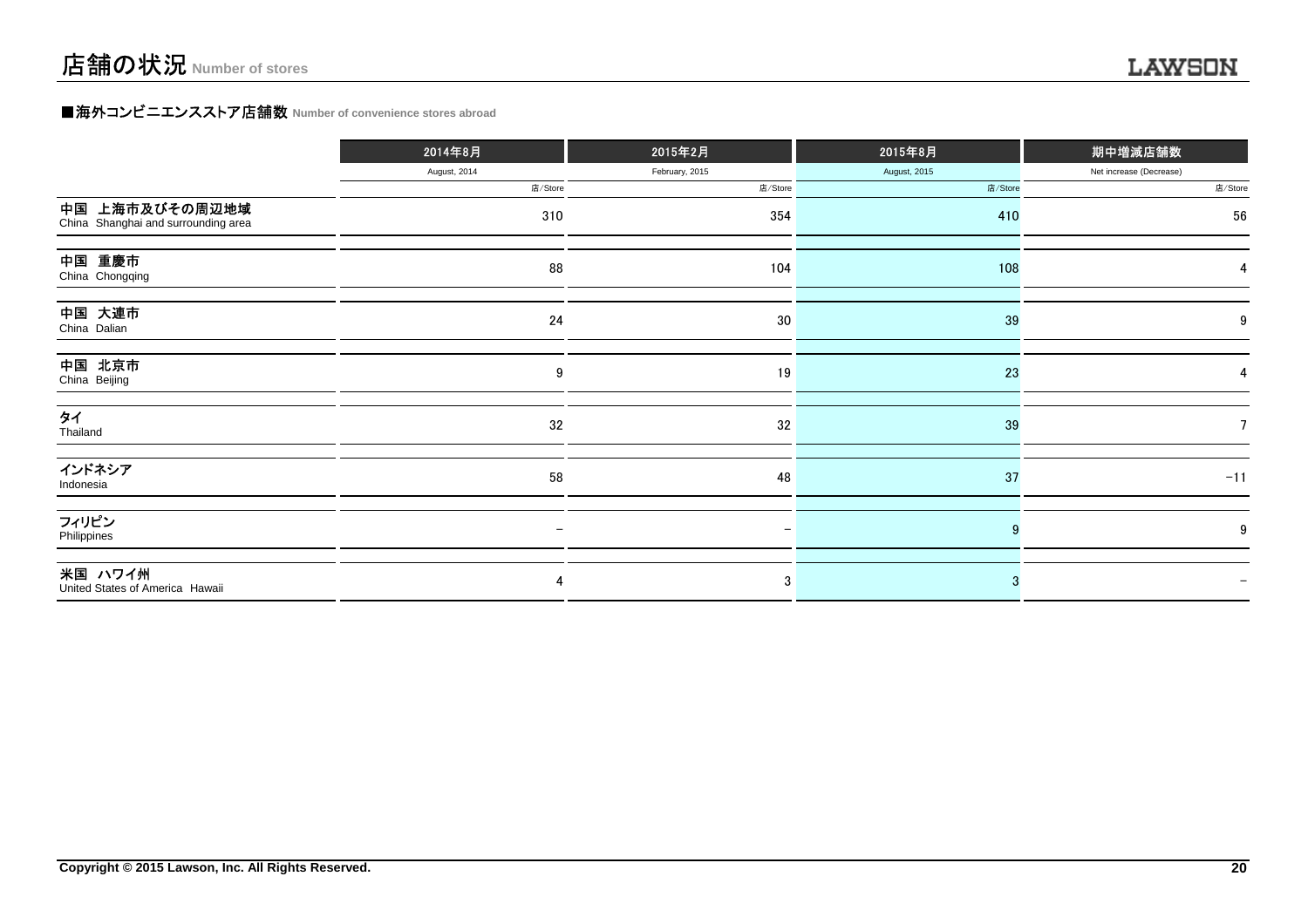# 店舗の状況 Number of stores

### ■海外コンビニエンスストア店舗数 Number of convenience stores abroad

| | 2014年8月<br>August, 2014 | 2015年2月<br>February, 2015 | 2015年8月<br>August, 2015 | 期中増減店舗数<br>Net increase (Decrease) |
|---|---|---|---|---|
| | 店/Store | 店/Store | 店/Store | 店/Store |
| 中国 上海市及びその周辺地域<br>China Shanghai and surrounding area | 310 | 354 | 410 | 56 |
| 中国 重慶市<br>China Chongqing | 88 | 104 | 108 | 4 |
| 中国 大連市<br>China Dalian | 24 | 30 | 39 | 9 |
| 中国 北京市<br>China Beijing | 9 | 19 | 23 | 4 |
| タイ<br>Thailand | 32 | 32 | 39 | 7 |
| インドネシア<br>Indonesia | 58 | 48 | 37 | -11 |
| フィリピン<br>Philippines | - | - | 9 | 9 |
| 米国 ハワイ州<br>United States of America Hawaii | 4 | 3 | 3 | - |

Copyright © 2015 Lawson, Inc. All Rights Reserved.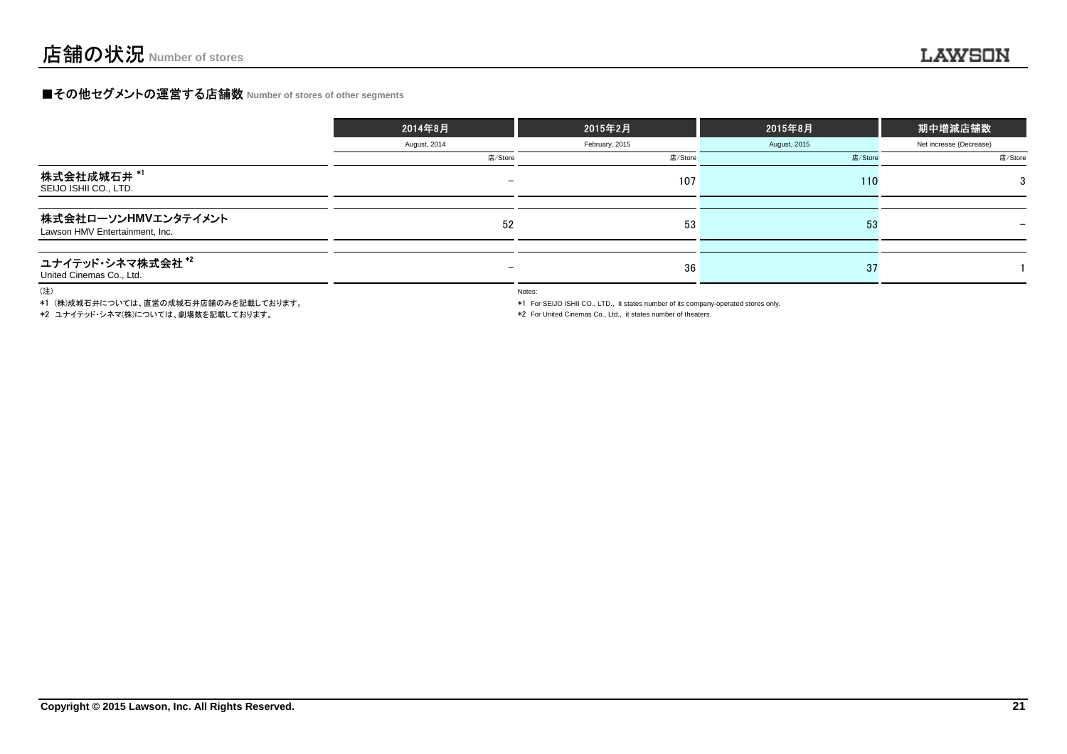# 店舗の状況 Number of stores

## ■その他セグメントの運営する店舗数 Number of stores of other segments

| | 2014年8月 | 2015年2月 | 2015年8月 | 期中増減店舗数 |
|---|---|---|---|---|
| | August, 2014 | February, 2015 | August, 2015 | Net increase (Decrease) |
| | 店/Store | 店/Store | 店/Store | 店/Store |
| 株式会社成城石井 *1<br>SEIJO ISHII CO., LTD. | － | 107 | 110 | 3 |
| 株式会社ローソンHMVエンタテイメント<br>Lawson HMV Entertainment, Inc. | 52 | 53 | 53 | － |
| ユナイテッド・シネマ株式会社 *2<br>United Cinemas Co., Ltd. | － | 36 | 37 | 1 |

（注）

*1 (株)成城石井については、直営の成城石井店舗のみを記載しております。

*2 ユナイテッド・シネマ(株)については、劇場数を記載しております。

Notes:

*1 For SEIJO ISHII CO., LTD., it states number of its company-operated stores only.

*2 For United Cinemas Co., Ltd., it states number of theaters.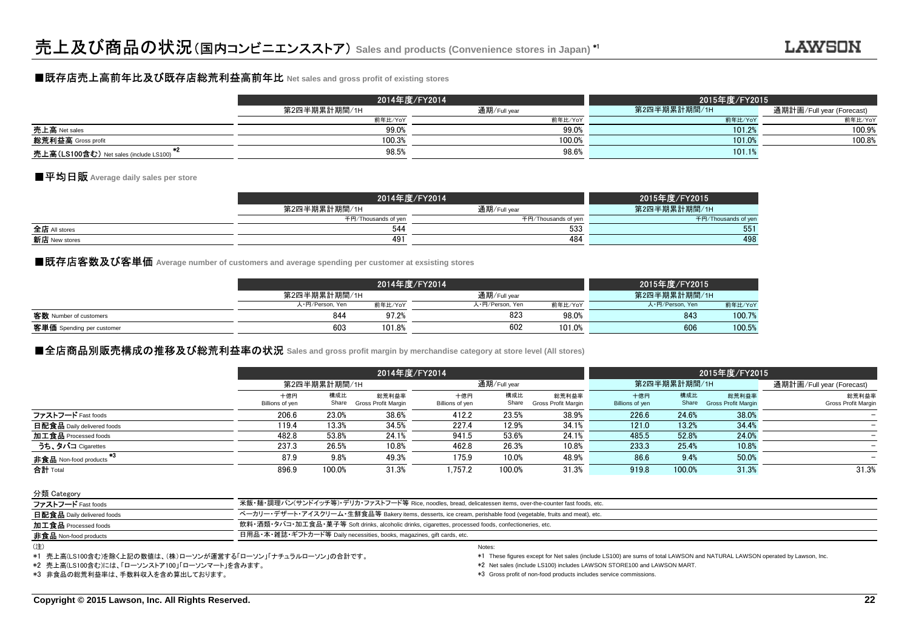# 売上及び商品の状況（国内コンビニエンスストア） Sales and products (Convenience stores in Japan) *1

## ■既存店売上高前年比及び既存店総荒利益高前年比 Net sales and gross profit of existing stores

| | 2014年度/FY2014 | | 2015年度/FY2015 | |
|---|---|---|---|---|
| | 第2四半期累計期間/1H | 通期/Full year | 第2四半期累計期間/1H | 通期計画/Full year (Forecast) |
| | 前年比/YoY | 前年比/YoY | 前年比/YoY | 前年比/YoY |
| 売上高 Net sales | 99.0% | 99.0% | 101.2% | 100.9% |
| 総荒利益高 Gross profit | 100.3% | 100.0% | 101.0% | 100.8% |
| 売上高(LS100含む) Net sales (include LS100) *2 | 98.5% | 98.6% | 101.1% | |

## ■平均日販 Average daily sales per store

| | 2014年度/FY2014 | | 2015年度/FY2015 |
|---|---|---|---|
| | 第2四半期累計期間/1H | 通期/Full year | 第2四半期累計期間/1H |
| | 千円/Thousands of yen | 千円/Thousands of yen | 千円/Thousands of yen |
| 全店 All stores | 544 | 533 | 551 |
| 新店 New stores | 491 | 484 | 498 |

## ■既存店客数及び客単価 Average number of customers and average spending per customer at exsisting stores

| | 2014年度/FY2014 | | | | 2015年度/FY2015 | |
|---|---|---|---|---|---|---|
| | 第2四半期累計期間/1H | | 通期/Full year | | 第2四半期累計期間/1H | |
| | 人・円/Person, Yen | 前年比/YoY | 人・円/Person, Yen | 前年比/YoY | 人・円/Person, Yen | 前年比/YoY |
| 客数 Number of customers | 844 | 97.2% | 823 | 98.0% | 843 | 100.7% |
| 客単価 Spending per customer | 603 | 101.8% | 602 | 101.0% | 606 | 100.5% |

## ■全店商品別販売構成の推移及び総荒利益率の状況 Sales and gross profit margin by merchandise category at store level (All stores)

| | 2014年度/FY2014 | | | | | | 2015年度/FY2015 | | | |
|---|---|---|---|---|---|---|---|---|---|---|
| | 第2四半期累計期間/1H | | | 通期/Full year | | | 第2四半期累計期間/1H | | | 通期計画/Full year (Forecast) |
| | 十億円 Billions of yen | 構成比 Share | 総荒利益率 Gross Profit Margin | 十億円 Billions of yen | 構成比 Share | 総荒利益率 Gross Profit Margin | 十億円 Billions of yen | 構成比 Share | 総荒利益率 Gross Profit Margin | 総荒利益率 Gross Profit Margin |
| ファストフード Fast foods | 206.6 | 23.0% | 38.6% | 412.2 | 23.5% | 38.9% | 226.6 | 24.6% | 38.0% | − |
| 日配食品 Daily delivered foods | 119.4 | 13.3% | 34.5% | 227.4 | 12.9% | 34.1% | 121.0 | 13.2% | 34.4% | − |
| 加工食品 Processed foods | 482.8 | 53.8% | 24.1% | 941.5 | 53.6% | 24.1% | 485.5 | 52.8% | 24.0% | − |
| うち、タバコ Cigarettes | 237.3 | 26.5% | 10.8% | 462.8 | 26.3% | 10.8% | 233.3 | 25.4% | 10.8% | − |
| 非食品 Non-food products *3 | 87.9 | 9.8% | 49.3% | 175.9 | 10.0% | 48.9% | 86.6 | 9.4% | 50.0% | − |
| 合計 Total | 896.9 | 100.0% | 31.3% | 1,757.2 | 100.0% | 31.3% | 919.8 | 100.0% | 31.3% | 31.3% |

分類 Category

| | |
|---|---|
| ファストフード Fast foods | 米飯・麺・調理パン(サンドイッチ等)・デリカ・ファストフード等 Rice, noodles, bread, delicatessen items, over-the-counter fast foods, etc. |
| 日配食品 Daily delivered foods | ベーカリー・デザート・アイスクリーム・生鮮食品等 Bakery items, desserts, ice cream, perishable food (vegetable, fruits and meat), etc. |
| 加工食品 Processed foods | 飲料・酒類・タバコ・加工食品・菓子等 Soft drinks, alcoholic drinks, cigarettes, processed foods, confectioneries, etc. |
| 非食品 Non-food products | 日用品・本・雑誌・ギフトカード等 Daily necessities, books, magazines, gift cards, etc. |

(注)

*1 売上高(LS100含む)を除く上記の数値は、(株)ローソンが運営する「ローソン」「ナチュラルローソン」の合計です。

*2 売上高(LS100含む)には、「ローソンストア100」「ローソンマート」を含みます。

*3 非食品の総荒利益率は、手数料収入を含め算出しております。

Notes:

*1 These figures except for Net sales (include LS100) are sums of total LAWSON and NATURAL LAWSON operated by Lawson, Inc.

*2 Net sales (include LS100) includes LAWSON STORE100 and LAWSON MART.

*3 Gross profit of non-food products includes service commissions.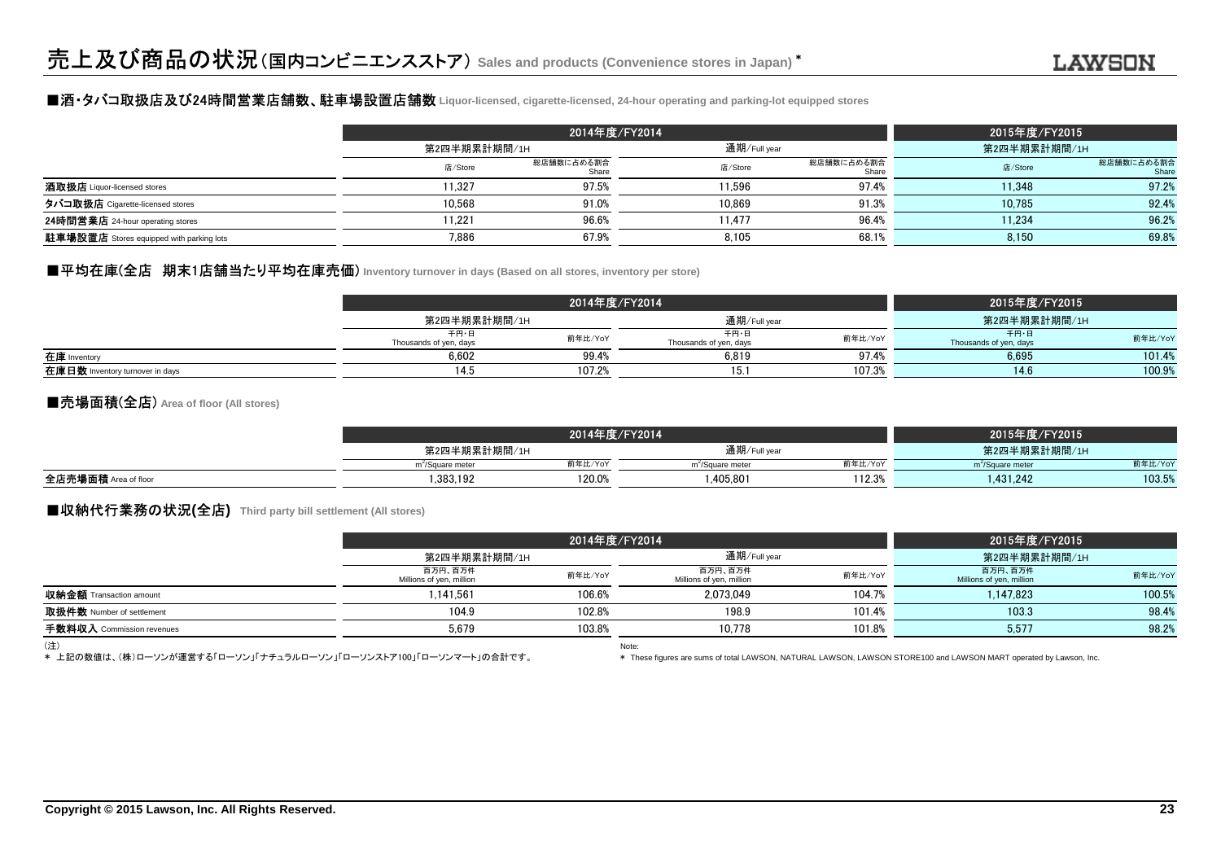# 売上及び商品の状況（国内コンビニエンスストア） Sales and products (Convenience stores in Japan) *

## ■酒・タバコ取扱店及び24時間営業店舗数、駐車場設置店舗数 Liquor-licensed, cigarette-licensed, 24-hour operating and parking-lot equipped stores

| | 2014年度/FY2014 | | | | 2015年度/FY2015 | |
|---|---|---|---|---|---|---|
| | 第2四半期累計期間/1H | | 通期/Full year | | 第2四半期累計期間/1H | |
| | 店/Store | 総店舗数に占める割合 Share | 店/Store | 総店舗数に占める割合 Share | 店/Store | 総店舗数に占める割合 Share |
| 酒取扱店 Liquor-licensed stores | 11,327 | 97.5% | 11,596 | 97.4% | 11,348 | 97.2% |
| タバコ取扱店 Cigarette-licensed stores | 10,568 | 91.0% | 10,869 | 91.3% | 10,785 | 92.4% |
| 24時間営業店 24-hour operating stores | 11,221 | 96.6% | 11,477 | 96.4% | 11,234 | 96.2% |
| 駐車場設置店 Stores equipped with parking lots | 7,886 | 67.9% | 8,105 | 68.1% | 8,150 | 69.8% |

## ■平均在庫(全店　期末1店舗当たり平均在庫売価) Inventory turnover in days (Based on all stores, inventory per store)

| | 2014年度/FY2014 | | | | 2015年度/FY2015 | |
|---|---|---|---|---|---|---|
| | 第2四半期累計期間/1H | | 通期/Full year | | 第2四半期累計期間/1H | |
| | 千円・日 Thousands of yen, days | 前年比/YoY | 千円・日 Thousands of yen, days | 前年比/YoY | 千円・日 Thousands of yen, days | 前年比/YoY |
| 在庫 Inventory | 6,602 | 99.4% | 6,819 | 97.4% | 6,695 | 101.4% |
| 在庫日数 Inventory turnover in days | 14.5 | 107.2% | 15.1 | 107.3% | 14.6 | 100.9% |

## ■売場面積(全店) Area of floor (All stores)

| | 2014年度/FY2014 | | | | 2015年度/FY2015 | |
|---|---|---|---|---|---|---|
| | 第2四半期累計期間/1H | | 通期/Full year | | 第2四半期累計期間/1H | |
| | $m^2$/Square meter | 前年比/YoY | $m^2$/Square meter | 前年比/YoY | $m^2$/Square meter | 前年比/YoY |
| 全店売場面積 Area of floor | 1,383,192 | 120.0% | 1,405,801 | 112.3% | 1,431,242 | 103.5% |

## ■収納代行業務の状況(全店) Third party bill settlement (All stores)

| | 2014年度/FY2014 | | | | 2015年度/FY2015 | |
|---|---|---|---|---|---|---|
| | 第2四半期累計期間/1H | | 通期/Full year | | 第2四半期累計期間/1H | |
| | 百万円、百万件 Millions of yen, million | 前年比/YoY | 百万円、百万件 Millions of yen, million | 前年比/YoY | 百万円、百万件 Millions of yen, million | 前年比/YoY |
| 収納金額 Transaction amount | 1,141,561 | 106.6% | 2,073,049 | 104.7% | 1,147,823 | 100.5% |
| 取扱件数 Number of settlement | 104.9 | 102.8% | 198.9 | 101.4% | 103.3 | 98.4% |
| 手数料収入 Commission revenues | 5,679 | 103.8% | 10,778 | 101.8% | 5,577 | 98.2% |

（注）
* 上記の数値は、(株)ローソンが運営する「ローソン」「ナチュラルローソン」「ローソンストア100」「ローソンマート」の合計です。

Note:
* These figures are sums of total LAWSON, NATURAL LAWSON, LAWSON STORE100 and LAWSON MART operated by Lawson, Inc.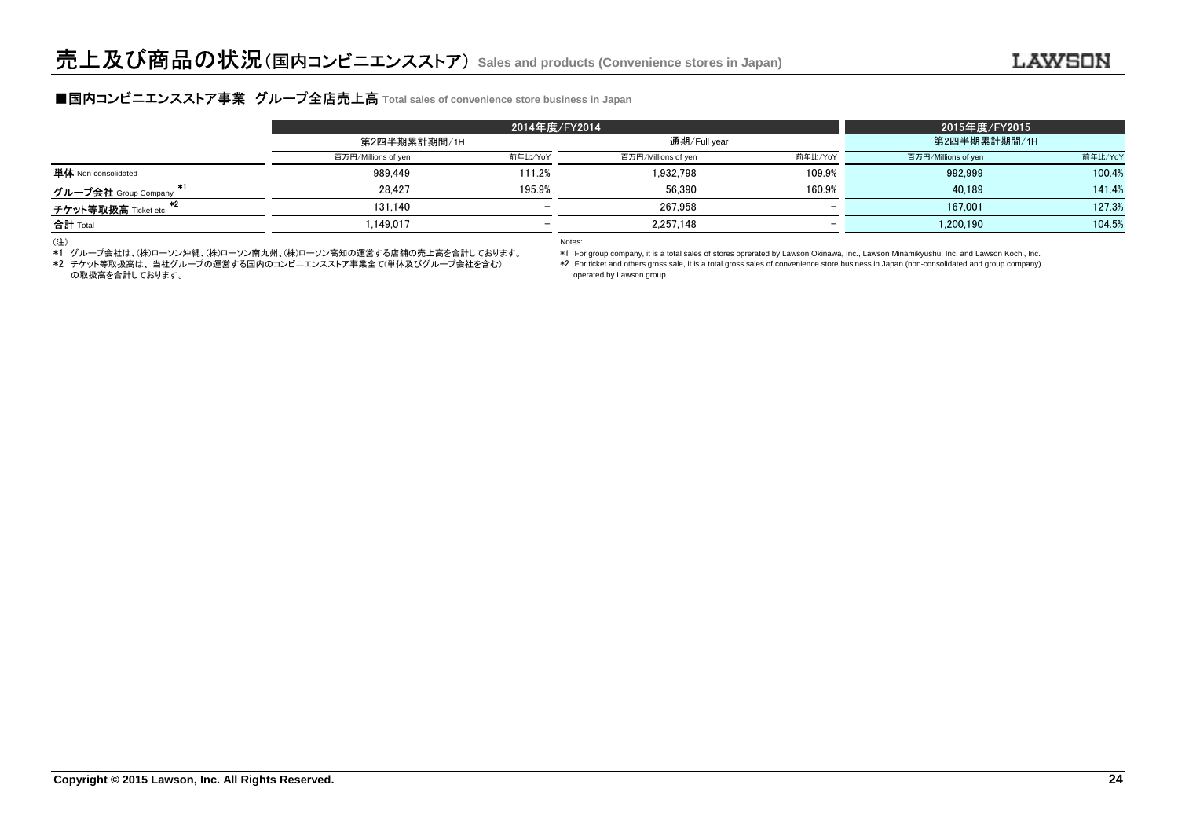# 売上及び商品の状況（国内コンビニエンスストア） Sales and products (Convenience stores in Japan)

## ■国内コンビニエンスストア事業　グループ全店売上高 Total sales of convenience store business in Japan

| | 2014年度/FY2014 | | | | 2015年度/FY2015 | |
|---|---|---|---|---|---|---|
| | 第2四半期累計期間/1H | | 通期/Full year | | 第2四半期累計期間/1H | |
| | 百万円/Millions of yen | 前年比/YoY | 百万円/Millions of yen | 前年比/YoY | 百万円/Millions of yen | 前年比/YoY |
| 単体 Non-consolidated | 989,449 | 111.2% | 1,932,798 | 109.9% | 992,999 | 100.4% |
| グループ会社 Group Company *1 | 28,427 | 195.9% | 56,390 | 160.9% | 40,189 | 141.4% |
| チケット等取扱高 Ticket etc. *2 | 131,140 | – | 267,958 | – | 167,001 | 127.3% |
| 合計 Total | 1,149,017 | – | 2,257,148 | – | 1,200,190 | 104.5% |

（注）
*1 グループ会社は、(株)ローソン沖縄、(株)ローソン南九州、(株)ローソン高知の運営する店舗の売上高を合計しております。
*2 チケット等取扱高は、当社グループの運営する国内のコンビニエンスストア事業全て(単体及びグループ会社を含む)の取扱高を合計しております。

Notes:
*1 For group company, it is a total sales of stores oprerated by Lawson Okinawa, Inc., Lawson Minamikyushu, Inc. and Lawson Kochi, Inc.
*2 For ticket and others gross sale, it is a total gross sales of convenience store business in Japan (non-consolidated and group company) operated by Lawson group.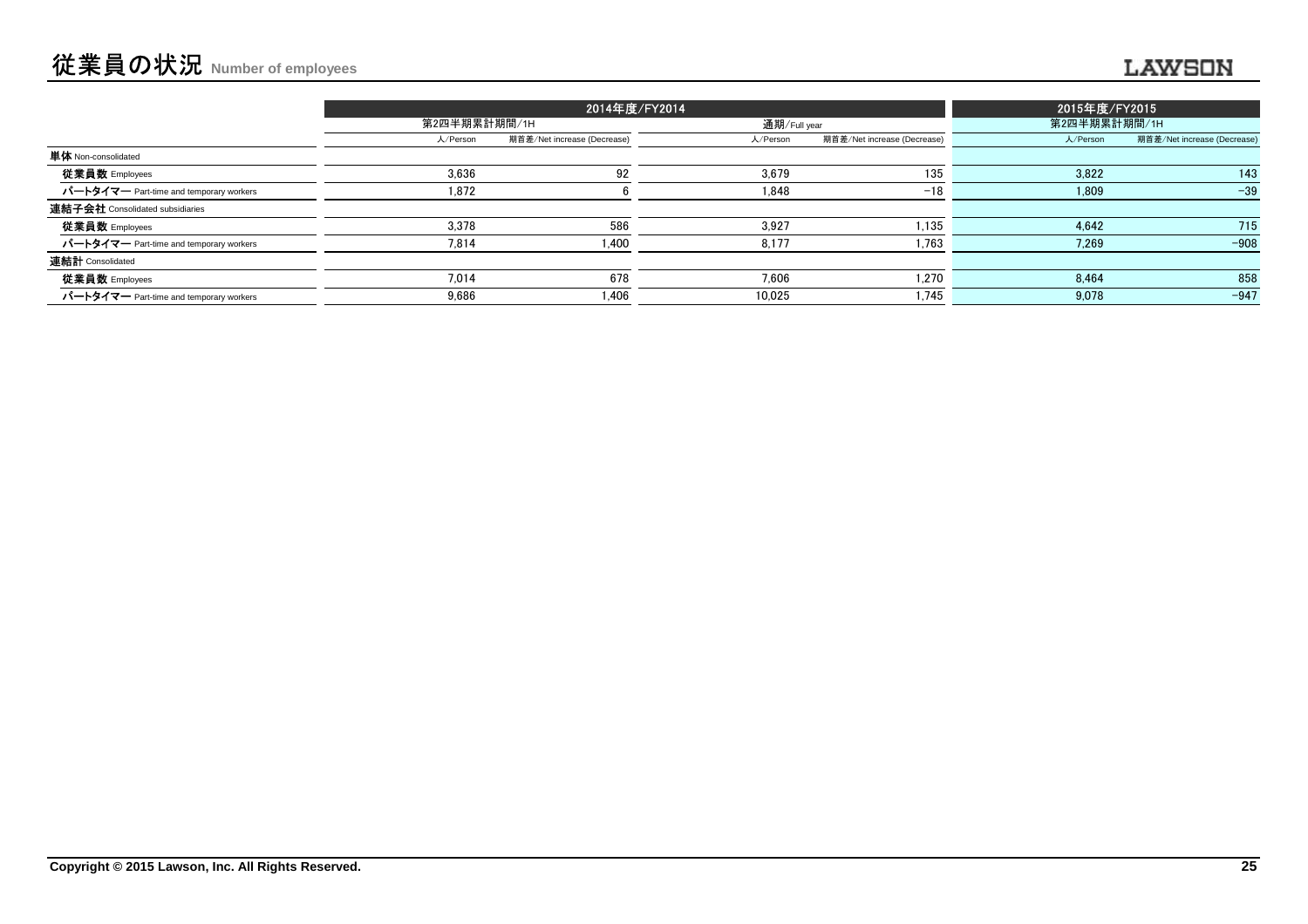# 従業員の状況 Number of employees

LAWSON

| | 2014年度/FY2014 | | | | 2015年度/FY2015 | |
|---|---|---|---|---|---|---|
| | 第2四半期累計期間/1H | | 通期/Full year | | 第2四半期累計期間/1H | |
| | 人/Person | 期首差/Net increase (Decrease) | 人/Person | 期首差/Net increase (Decrease) | 人/Person | 期首差/Net increase (Decrease) |
| **単体** Non-consolidated | | | | | | |
| **従業員数** Employees | 3,636 | 92 | 3,679 | 135 | 3,822 | 143 |
| **パートタイマー** Part-time and temporary workers | 1,872 | 6 | 1,848 | −18 | 1,809 | −39 |
| **連結子会社** Consolidated subsidiaries | | | | | | |
| **従業員数** Employees | 3,378 | 586 | 3,927 | 1,135 | 4,642 | 715 |
| **パートタイマー** Part-time and temporary workers | 7,814 | 1,400 | 8,177 | 1,763 | 7,269 | −908 |
| **連結計** Consolidated | | | | | | |
| **従業員数** Employees | 7,014 | 678 | 7,606 | 1,270 | 8,464 | 858 |
| **パートタイマー** Part-time and temporary workers | 9,686 | 1,406 | 10,025 | 1,745 | 9,078 | −947 |

Copyright © 2015 Lawson, Inc. All Rights Reserved.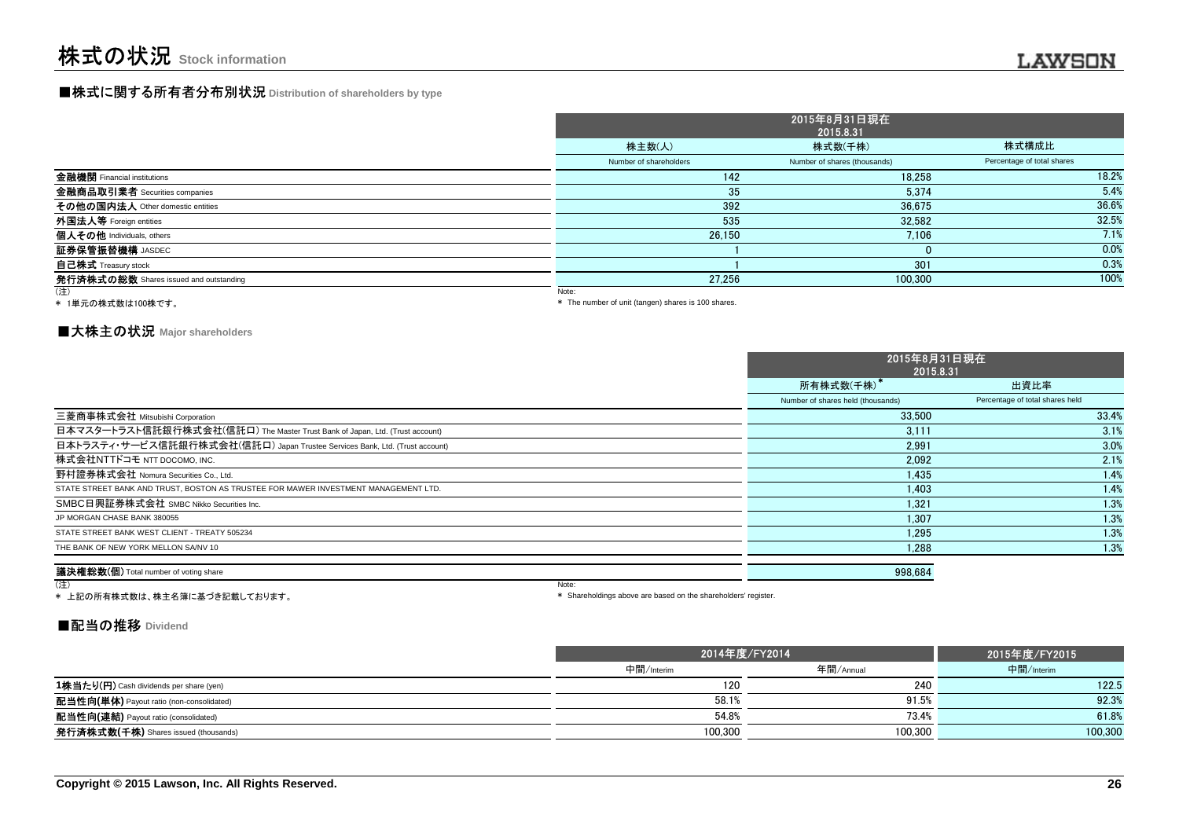# 株式の状況 Stock information

## ■株式に関する所有者分布別状況 Distribution of shareholders by type

| | 2015年8月31日現在 2015.8.31 | | |
|---|---|---|---|
| | 株主数(人) Number of shareholders | 株式数(千株) Number of shares (thousands) | 株式構成比 Percentage of total shares |
| **金融機関** Financial institutions | 142 | 18,258 | 18.2% |
| **金融商品取引業者** Securities companies | 35 | 5,374 | 5.4% |
| **その他の国内法人** Other domestic entities | 392 | 36,675 | 36.6% |
| **外国法人等** Foreign entities | 535 | 32,582 | 32.5% |
| **個人その他** Individuals, others | 26,150 | 7,106 | 7.1% |
| **証券保管振替機構** JASDEC | 1 | 0 | 0.0% |
| **自己株式** Treasury stock | 1 | 301 | 0.3% |
| **発行済株式の総数** Shares issued and outstanding | 27,256 | 100,300 | 100% |

(注)
＊ 1単元の株式数は100株です。

Note:
＊ The number of unit (tangen) shares is 100 shares.

## ■大株主の状況 Major shareholders

| | 2015年8月31日現在 2015.8.31 | |
|---|---|---|
| | 所有株式数(千株)* Number of shares held (thousands) | 出資比率 Percentage of total shares held |
| 三菱商事株式会社 Mitsubishi Corporation | 33,500 | 33.4% |
| 日本マスタートラスト信託銀行株式会社(信託口) The Master Trust Bank of Japan, Ltd. (Trust account) | 3,111 | 3.1% |
| 日本トラスティ・サービス信託銀行株式会社(信託口) Japan Trustee Services Bank, Ltd. (Trust account) | 2,991 | 3.0% |
| 株式会社NTTドコモ NTT DOCOMO, INC. | 2,092 | 2.1% |
| 野村證券株式会社 Nomura Securities Co., Ltd. | 1,435 | 1.4% |
| STATE STREET BANK AND TRUST, BOSTON AS TRUSTEE FOR MAWER INVESTMENT MANAGEMENT LTD. | 1,403 | 1.4% |
| SMBC日興証券株式会社 SMBC Nikko Securities Inc. | 1,321 | 1.3% |
| JP MORGAN CHASE BANK 380055 | 1,307 | 1.3% |
| STATE STREET BANK WEST CLIENT - TREATY 505234 | 1,295 | 1.3% |
| THE BANK OF NEW YORK MELLON SA/NV 10 | 1,288 | 1.3% |
| **議決権総数(個)** Total number of voting share | 998,684 | |

(注)
＊ 上記の所有株式数は、株主名簿に基づき記載しております。

Note:
＊ Shareholdings above are based on the shareholders' register.

## ■配当の推移 Dividend

| | 2014年度/FY2014 | | 2015年度/FY2015 |
|---|---|---|---|
| | 中間/Interim | 年間/Annual | 中間/Interim |
| **1株当たり(円)** Cash dividends per share (yen) | 120 | 240 | 122.5 |
| **配当性向(単体)** Payout ratio (non-consolidated) | 58.1% | 91.5% | 92.3% |
| **配当性向(連結)** Payout ratio (consolidated) | 54.8% | 73.4% | 61.8% |
| **発行済株式数(千株)** Shares issued (thousands) | 100,300 | 100,300 | 100,300 |

Copyright © 2015 Lawson, Inc. All Rights Reserved.